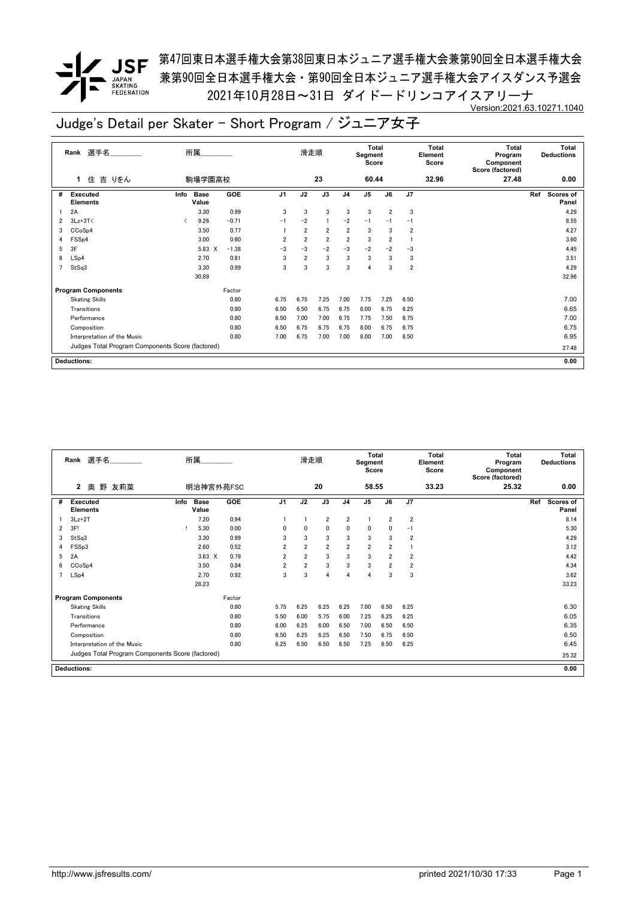第47回東日本選手権大会第38回東日本ジュニア選手権大会兼第90回全日本選手権大会
兼第90回全日本選手権大会・第90回全日本ジュニア選手権大会アイスダンス予選会
2021年10月28日～31日 ダイドードリンコアイスアリーナ

Version:2021.63.10271.1040

# Judge's Detail per Skater - Short Program / ジュニア女子

| Rank | 選手名 | 所属 | 滑走順 | Total Segment Score | Total Element Score | Total Program Component Score (factored) | Total Deductions |
|---|---|---|---|---|---|---|---|
| 1 | 住 吉 りをん | 駒場学園高校 | 23 | 60.44 | 32.96 | 27.48 | 0.00 |

| # | Executed Elements | Info | Base Value | GOE | J1 | J2 | J3 | J4 | J5 | J6 | J7 | Ref | Scores of Panel |
|---|---|---|---|---|---|---|---|---|---|---|---|---|---|
| 1 | 2A | | 3.30 | 0.99 | 3 | 3 | 3 | 3 | 3 | 2 | 3 | | 4.29 |
| 2 | 3Lz+3T< | < | 9.26 | −0.71 | −1 | −2 | 1 | −2 | −1 | −1 | −1 | | 8.55 |
| 3 | CCoSp4 | | 3.50 | 0.77 | 1 | 2 | 2 | 2 | 3 | 3 | 2 | | 4.27 |
| 4 | FSSp4 | | 3.00 | 0.60 | 2 | 2 | 2 | 2 | 3 | 2 | 1 | | 3.60 |
| 5 | 3F | | 5.83 X | −1.38 | −3 | −3 | −2 | −3 | −2 | −2 | −3 | | 4.45 |
| 6 | LSp4 | | 2.70 | 0.81 | 3 | 2 | 3 | 3 | 3 | 3 | 3 | | 3.51 |
| 7 | StSq3 | | 3.30 | 0.99 | 3 | 3 | 3 | 3 | 4 | 3 | 2 | | 4.29 |
| | | | 30.89 | | | | | | | | | | 32.96 |

| Program Components | Factor | J1 | J2 | J3 | J4 | J5 | J6 | J7 | Scores of Panel |
|---|---|---|---|---|---|---|---|---|---|
| Skating Skills | 0.80 | 6.75 | 6.75 | 7.25 | 7.00 | 7.75 | 7.25 | 6.50 | 7.00 |
| Transitions | 0.80 | 6.50 | 6.50 | 6.75 | 6.75 | 8.00 | 6.75 | 6.25 | 6.65 |
| Performance | 0.80 | 6.50 | 7.00 | 7.00 | 6.75 | 7.75 | 7.50 | 6.75 | 7.00 |
| Composition | 0.80 | 6.50 | 6.75 | 6.75 | 6.75 | 8.00 | 6.75 | 6.75 | 6.75 |
| Interpretation of the Music | 0.80 | 7.00 | 6.75 | 7.00 | 7.00 | 8.00 | 7.00 | 6.50 | 6.95 |
| Judges Total Program Components Score (factored) | | | | | | | | | 27.48 |

**Deductions:** 0.00

| Rank | 選手名 | 所属 | 滑走順 | Total Segment Score | Total Element Score | Total Program Component Score (factored) | Total Deductions |
|---|---|---|---|---|---|---|---|
| 2 | 奥 野 友莉菜 | 明治神宮外苑FSC | 20 | 58.55 | 33.23 | 25.32 | 0.00 |

| # | Executed Elements | Info | Base Value | GOE | J1 | J2 | J3 | J4 | J5 | J6 | J7 | Ref | Scores of Panel |
|---|---|---|---|---|---|---|---|---|---|---|---|---|---|
| 1 | 3Lz+2T | | 7.20 | 0.94 | 1 | 1 | 2 | 2 | 1 | 2 | 2 | | 8.14 |
| 2 | 3F! | ! | 5.30 | 0.00 | 0 | 0 | 0 | 0 | 0 | 0 | −1 | | 5.30 |
| 3 | StSq3 | | 3.30 | 0.99 | 3 | 3 | 3 | 3 | 3 | 3 | 2 | | 4.29 |
| 4 | FSSp3 | | 2.60 | 0.52 | 2 | 2 | 2 | 2 | 2 | 2 | 1 | | 3.12 |
| 5 | 2A | | 3.63 X | 0.79 | 2 | 2 | 3 | 3 | 3 | 2 | 2 | | 4.42 |
| 6 | CCoSp4 | | 3.50 | 0.84 | 2 | 2 | 3 | 3 | 3 | 2 | 2 | | 4.34 |
| 7 | LSp4 | | 2.70 | 0.92 | 3 | 3 | 4 | 4 | 4 | 3 | 3 | | 3.62 |
| | | | 28.23 | | | | | | | | | | 33.23 |

| Program Components | Factor | J1 | J2 | J3 | J4 | J5 | J6 | J7 | Scores of Panel |
|---|---|---|---|---|---|---|---|---|---|
| Skating Skills | 0.80 | 5.75 | 6.25 | 6.25 | 6.25 | 7.00 | 6.50 | 6.25 | 6.30 |
| Transitions | 0.80 | 5.50 | 6.00 | 5.75 | 6.00 | 7.25 | 6.25 | 6.25 | 6.05 |
| Performance | 0.80 | 6.00 | 6.25 | 6.00 | 6.50 | 7.00 | 6.50 | 6.50 | 6.35 |
| Composition | 0.80 | 6.50 | 6.25 | 6.25 | 6.50 | 7.50 | 6.75 | 6.50 | 6.50 |
| Interpretation of the Music | 0.80 | 6.25 | 6.50 | 6.50 | 6.50 | 7.25 | 6.50 | 6.25 | 6.45 |
| Judges Total Program Components Score (factored) | | | | | | | | | 25.32 |

**Deductions:** 0.00

http://www.jsfresults.com/ printed 2021/10/30 17:33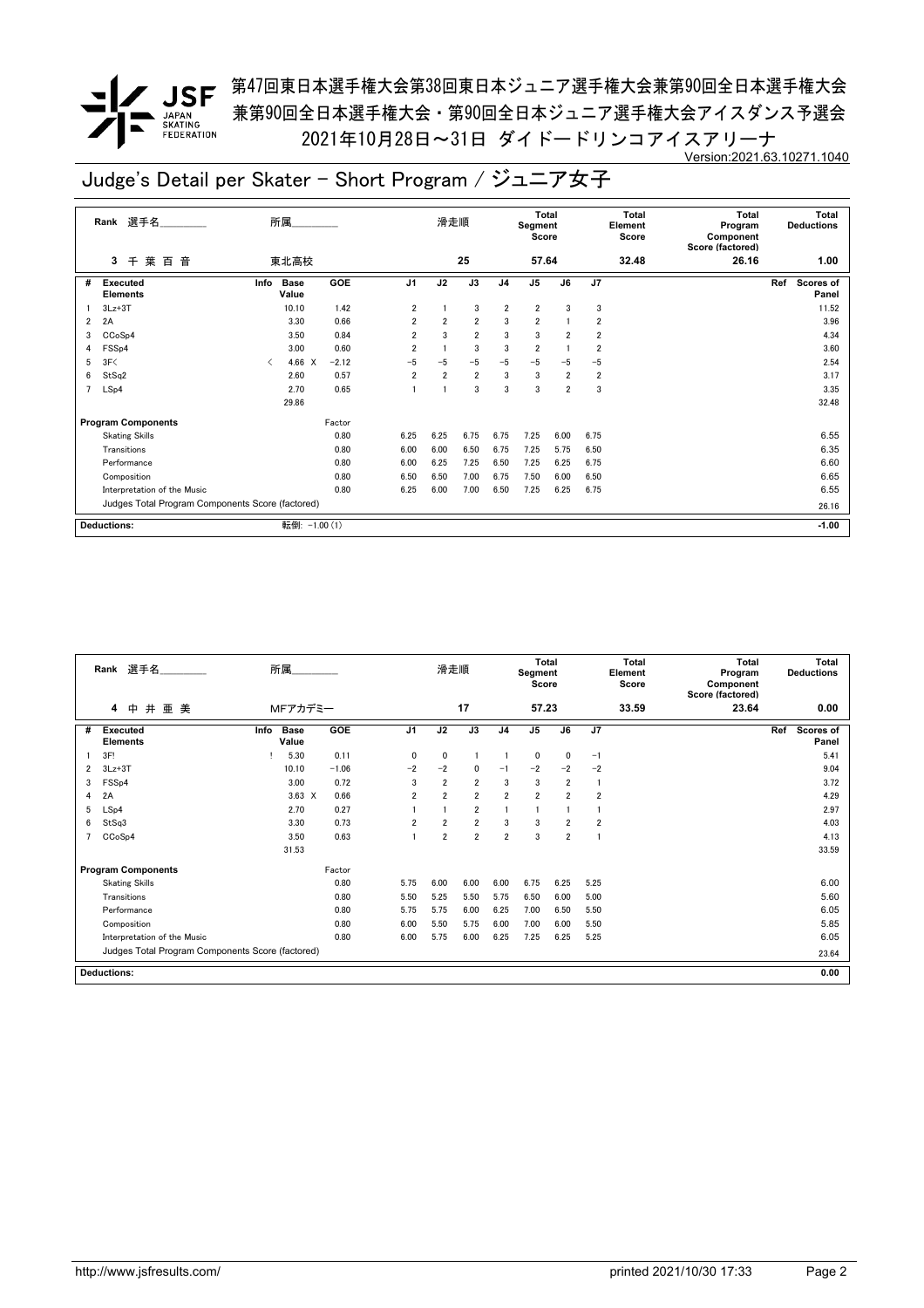第47回東日本選手権大会第38回東日本ジュニア選手権大会兼第90回全日本選手権大会
兼第90回全日本選手権大会・第90回全日本ジュニア選手権大会アイスダンス予選会
2021年10月28日～31日 ダイドードリンコアイスアリーナ

Version:2021.63.10271.1040

# Judge's Detail per Skater - Short Program / ジュニア女子

| Rank | 選手名 | 所属 | 滑走順 | Total Segment Score | Total Element Score | Total Program Component Score (factored) | Total Deductions |
|---|---|---|---|---|---|---|---|
| 3 | 千 葉 百 音 | 東北高校 | 25 | 57.64 | 32.48 | 26.16 | 1.00 |

| # | Executed Elements | Info | Base Value | | GOE | J1 | J2 | J3 | J4 | J5 | J6 | J7 | Ref | Scores of Panel |
|---|---|---|---|---|---|---|---|---|---|---|---|---|---|---|
| 1 | 3Lz+3T | | 10.10 | | 1.42 | 2 | 1 | 3 | 2 | 2 | 3 | 3 | | 11.52 |
| 2 | 2A | | 3.30 | | 0.66 | 2 | 2 | 2 | 3 | 2 | 1 | 2 | | 3.96 |
| 3 | CCoSp4 | | 3.50 | | 0.84 | 2 | 3 | 2 | 3 | 3 | 2 | 2 | | 4.34 |
| 4 | FSSp4 | | 3.00 | | 0.60 | 2 | 1 | 3 | 3 | 2 | 1 | 2 | | 3.60 |
| 5 | 3F< | < | 4.66 | X | −2.12 | −5 | −5 | −5 | −5 | −5 | −5 | −5 | | 2.54 |
| 6 | StSq2 | | 2.60 | | 0.57 | 2 | 2 | 2 | 3 | 3 | 2 | 2 | | 3.17 |
| 7 | LSp4 | | 2.70 | | 0.65 | 1 | 1 | 3 | 3 | 3 | 2 | 3 | | 3.35 |
| | | | 29.86 | | | | | | | | | | | 32.48 |

| Program Components | Factor | J1 | J2 | J3 | J4 | J5 | J6 | J7 | Scores of Panel |
|---|---|---|---|---|---|---|---|---|---|
| Skating Skills | 0.80 | 6.25 | 6.25 | 6.75 | 6.75 | 7.25 | 6.00 | 6.75 | 6.55 |
| Transitions | 0.80 | 6.00 | 6.00 | 6.50 | 6.75 | 7.25 | 5.75 | 6.50 | 6.35 |
| Performance | 0.80 | 6.00 | 6.25 | 7.25 | 6.50 | 7.25 | 6.25 | 6.75 | 6.60 |
| Composition | 0.80 | 6.50 | 6.50 | 7.00 | 6.75 | 7.50 | 6.00 | 6.50 | 6.65 |
| Interpretation of the Music | 0.80 | 6.25 | 6.00 | 7.00 | 6.50 | 7.25 | 6.25 | 6.75 | 6.55 |
| Judges Total Program Components Score (factored) | | | | | | | | | 26.16 |

**Deductions:** 転倒: −1.00 (1) **−1.00**

| Rank | 選手名 | 所属 | 滑走順 | Total Segment Score | Total Element Score | Total Program Component Score (factored) | Total Deductions |
|---|---|---|---|---|---|---|---|
| 4 | 中 井 亜 美 | MFアカデミー | 17 | 57.23 | 33.59 | 23.64 | 0.00 |

| # | Executed Elements | Info | Base Value | | GOE | J1 | J2 | J3 | J4 | J5 | J6 | J7 | Ref | Scores of Panel |
|---|---|---|---|---|---|---|---|---|---|---|---|---|---|---|
| 1 | 3F! | ! | 5.30 | | 0.11 | 0 | 0 | 1 | 1 | 0 | 0 | −1 | | 5.41 |
| 2 | 3Lz+3T | | 10.10 | | −1.06 | −2 | −2 | 0 | −1 | −2 | −2 | −2 | | 9.04 |
| 3 | FSSp4 | | 3.00 | | 0.72 | 3 | 2 | 2 | 3 | 3 | 2 | 1 | | 3.72 |
| 4 | 2A | | 3.63 | X | 0.66 | 2 | 2 | 2 | 2 | 2 | 2 | 2 | | 4.29 |
| 5 | LSp4 | | 2.70 | | 0.27 | 1 | 1 | 2 | 1 | 1 | 1 | 1 | | 2.97 |
| 6 | StSq3 | | 3.30 | | 0.73 | 2 | 2 | 2 | 3 | 3 | 2 | 2 | | 4.03 |
| 7 | CCoSp4 | | 3.50 | | 0.63 | 1 | 2 | 2 | 2 | 3 | 2 | 1 | | 4.13 |
| | | | 31.53 | | | | | | | | | | | 33.59 |

| Program Components | Factor | J1 | J2 | J3 | J4 | J5 | J6 | J7 | Scores of Panel |
|---|---|---|---|---|---|---|---|---|---|
| Skating Skills | 0.80 | 5.75 | 6.00 | 6.00 | 6.00 | 6.75 | 6.25 | 5.25 | 6.00 |
| Transitions | 0.80 | 5.50 | 5.25 | 5.50 | 5.75 | 6.50 | 6.00 | 5.00 | 5.60 |
| Performance | 0.80 | 5.75 | 5.75 | 6.00 | 6.25 | 7.00 | 6.50 | 5.50 | 6.05 |
| Composition | 0.80 | 6.00 | 5.50 | 5.75 | 6.00 | 7.00 | 6.00 | 5.50 | 5.85 |
| Interpretation of the Music | 0.80 | 6.00 | 5.75 | 6.00 | 6.25 | 7.25 | 6.25 | 5.25 | 6.05 |
| Judges Total Program Components Score (factored) | | | | | | | | | 23.64 |

**Deductions:** **0.00**

http://www.jsfresults.com/ printed 2021/10/30 17:33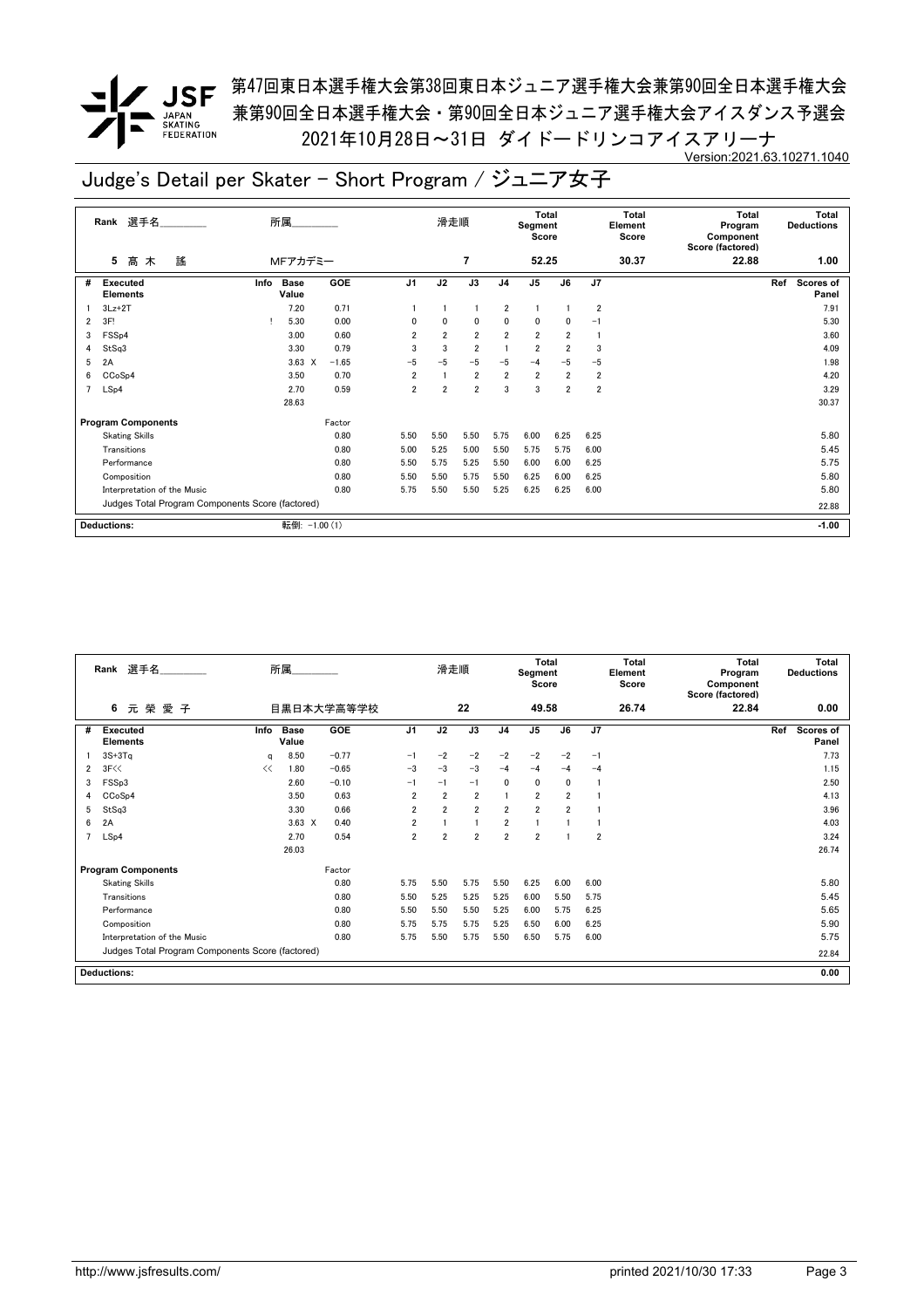第47回東日本選手権大会第38回東日本ジュニア選手権大会兼第90回全日本選手権大会
兼第90回全日本選手権大会・第90回全日本ジュニア選手権大会アイスダンス予選会
2021年10月28日～31日 ダイドードリンコアイスアリーナ

Version:2021.63.10271.1040

# Judge's Detail per Skater - Short Program / ジュニア女子

| Rank | 選手名 | 所属 | 滑走順 | Total Segment Score | Total Element Score | Total Program Component Score (factored) | Total Deductions |
|---|---|---|---|---|---|---|---|
| 5 | 高 木 謠 | MFアカデミー | 7 | 52.25 | 30.37 | 22.88 | 1.00 |

| # | Executed Elements | Info | Base Value | GOE | J1 | J2 | J3 | J4 | J5 | J6 | J7 | Ref | Scores of Panel |
|---|---|---|---|---|---|---|---|---|---|---|---|---|---|
| 1 | 3Lz+2T | | 7.20 | 0.71 | 1 | 1 | 1 | 2 | 1 | 1 | 2 | | 7.91 |
| 2 | 3F! | ! | 5.30 | 0.00 | 0 | 0 | 0 | 0 | 0 | 0 | −1 | | 5.30 |
| 3 | FSSp4 | | 3.00 | 0.60 | 2 | 2 | 2 | 2 | 2 | 2 | 1 | | 3.60 |
| 4 | StSq3 | | 3.30 | 0.79 | 3 | 3 | 2 | 1 | 2 | 2 | 3 | | 4.09 |
| 5 | 2A | | 3.63 X | −1.65 | −5 | −5 | −5 | −5 | −4 | −5 | −5 | | 1.98 |
| 6 | CCoSp4 | | 3.50 | 0.70 | 2 | 1 | 2 | 2 | 2 | 2 | 2 | | 4.20 |
| 7 | LSp4 | | 2.70 | 0.59 | 2 | 2 | 2 | 3 | 3 | 2 | 2 | | 3.29 |
| | | | 28.63 | | | | | | | | | | 30.37 |

| Program Components | Factor | J1 | J2 | J3 | J4 | J5 | J6 | J7 | Scores of Panel |
|---|---|---|---|---|---|---|---|---|---|
| Skating Skills | 0.80 | 5.50 | 5.50 | 5.50 | 5.75 | 6.00 | 6.25 | 6.25 | 5.80 |
| Transitions | 0.80 | 5.00 | 5.25 | 5.00 | 5.50 | 5.75 | 5.75 | 6.00 | 5.45 |
| Performance | 0.80 | 5.50 | 5.75 | 5.25 | 5.50 | 6.00 | 6.00 | 6.25 | 5.75 |
| Composition | 0.80 | 5.50 | 5.50 | 5.75 | 5.50 | 6.25 | 6.00 | 6.25 | 5.80 |
| Interpretation of the Music | 0.80 | 5.75 | 5.50 | 5.50 | 5.25 | 6.25 | 6.25 | 6.00 | 5.80 |
| Judges Total Program Components Score (factored) | | | | | | | | | 22.88 |

Deductions: 転倒: −1.00 (1) **-1.00**

| Rank | 選手名 | 所属 | 滑走順 | Total Segment Score | Total Element Score | Total Program Component Score (factored) | Total Deductions |
|---|---|---|---|---|---|---|---|
| 6 | 元 榮 愛 子 | 目黒日本大学高等学校 | 22 | 49.58 | 26.74 | 22.84 | 0.00 |

| # | Executed Elements | Info | Base Value | GOE | J1 | J2 | J3 | J4 | J5 | J6 | J7 | Ref | Scores of Panel |
|---|---|---|---|---|---|---|---|---|---|---|---|---|---|
| 1 | 3S+3Tq | q | 8.50 | −0.77 | −1 | −2 | −2 | −2 | −2 | −2 | −1 | | 7.73 |
| 2 | 3F<< | << | 1.80 | −0.65 | −3 | −3 | −3 | −4 | −4 | −4 | −4 | | 1.15 |
| 3 | FSSp3 | | 2.60 | −0.10 | −1 | −1 | −1 | 0 | 0 | 0 | 1 | | 2.50 |
| 4 | CCoSp4 | | 3.50 | 0.63 | 2 | 2 | 2 | 1 | 2 | 2 | 1 | | 4.13 |
| 5 | StSq3 | | 3.30 | 0.66 | 2 | 2 | 2 | 2 | 2 | 2 | 1 | | 3.96 |
| 6 | 2A | | 3.63 X | 0.40 | 2 | 1 | 1 | 2 | 1 | 1 | 1 | | 4.03 |
| 7 | LSp4 | | 2.70 | 0.54 | 2 | 2 | 2 | 2 | 2 | 1 | 2 | | 3.24 |
| | | | 26.03 | | | | | | | | | | 26.74 |

| Program Components | Factor | J1 | J2 | J3 | J4 | J5 | J6 | J7 | Scores of Panel |
|---|---|---|---|---|---|---|---|---|---|
| Skating Skills | 0.80 | 5.75 | 5.50 | 5.75 | 5.50 | 6.25 | 6.00 | 6.00 | 5.80 |
| Transitions | 0.80 | 5.50 | 5.25 | 5.25 | 5.25 | 6.00 | 5.50 | 5.75 | 5.45 |
| Performance | 0.80 | 5.50 | 5.50 | 5.50 | 5.25 | 6.00 | 5.75 | 6.25 | 5.65 |
| Composition | 0.80 | 5.75 | 5.75 | 5.75 | 5.25 | 6.50 | 6.00 | 6.25 | 5.90 |
| Interpretation of the Music | 0.80 | 5.75 | 5.50 | 5.75 | 5.50 | 6.50 | 5.75 | 6.00 | 5.75 |
| Judges Total Program Components Score (factored) | | | | | | | | | 22.84 |

Deductions: **0.00**

http://www.jsfresults.com/ printed 2021/10/30 17:33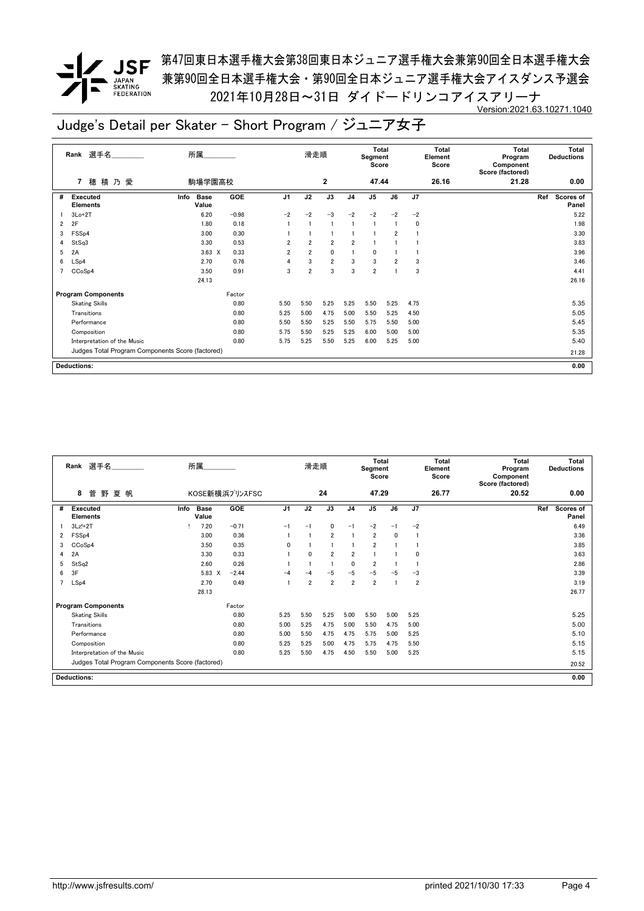# 第47回東日本選手権大会第38回東日本ジュニア選手権大会兼第90回全日本選手権大会
# 兼第90回全日本選手権大会・第90回全日本ジュニア選手権大会アイスダンス予選会
# 2021年10月28日～31日 ダイドードリンコアイスアリーナ

Version:2021.63.10271.1040

## Judge's Detail per Skater - Short Program / ジュニア女子

| Rank | 選手名 | 所属 | 滑走順 | Total Segment Score | Total Element Score | Total Program Component Score (factored) | Total Deductions |
|---|---|---|---|---|---|---|---|
| 7 | 穂 積 乃 愛 | 駒場学園高校 | 2 | 47.44 | 26.16 | 21.28 | 0.00 |

| # | Executed Elements | Info | Base Value | GOE | J1 | J2 | J3 | J4 | J5 | J6 | J7 | Ref | Scores of Panel |
|---|---|---|---|---|---|---|---|---|---|---|---|---|---|
| 1 | 3Lo+2T | | 6.20 | −0.98 | −2 | −2 | −3 | −2 | −2 | −2 | −2 | | 5.22 |
| 2 | 2F | | 1.80 | 0.18 | 1 | 1 | 1 | 1 | 1 | 1 | 0 | | 1.98 |
| 3 | FSSp4 | | 3.00 | 0.30 | 1 | 1 | 1 | 1 | 1 | 2 | 1 | | 3.30 |
| 4 | StSq3 | | 3.30 | 0.53 | 2 | 2 | 2 | 2 | 1 | 1 | 1 | | 3.83 |
| 5 | 2A | | 3.63 X | 0.33 | 2 | 2 | 0 | 1 | 0 | 1 | 1 | | 3.96 |
| 6 | LSp4 | | 2.70 | 0.76 | 4 | 3 | 2 | 3 | 3 | 2 | 3 | | 3.46 |
| 7 | CCoSp4 | | 3.50 | 0.91 | 3 | 2 | 3 | 3 | 2 | 1 | 3 | | 4.41 |
| | | | 24.13 | | | | | | | | | | 26.16 |

| Program Components | Factor | J1 | J2 | J3 | J4 | J5 | J6 | J7 | Scores of Panel |
|---|---|---|---|---|---|---|---|---|---|
| Skating Skills | 0.80 | 5.50 | 5.50 | 5.25 | 5.25 | 5.50 | 5.25 | 4.75 | 5.35 |
| Transitions | 0.80 | 5.25 | 5.00 | 4.75 | 5.00 | 5.50 | 5.25 | 4.50 | 5.05 |
| Performance | 0.80 | 5.50 | 5.50 | 5.25 | 5.50 | 5.75 | 5.50 | 5.00 | 5.45 |
| Composition | 0.80 | 5.75 | 5.50 | 5.25 | 5.25 | 6.00 | 5.00 | 5.00 | 5.35 |
| Interpretation of the Music | 0.80 | 5.75 | 5.25 | 5.50 | 5.25 | 6.00 | 5.25 | 5.00 | 5.40 |
| Judges Total Program Components Score (factored) | | | | | | | | | 21.28 |

**Deductions:** 0.00

| Rank | 選手名 | 所属 | 滑走順 | Total Segment Score | Total Element Score | Total Program Component Score (factored) | Total Deductions |
|---|---|---|---|---|---|---|---|
| 8 | 菅 野 夏 帆 | KOSE新横浜ﾌﾟﾘﾝｽFSC | 24 | 47.29 | 26.77 | 20.52 | 0.00 |

| # | Executed Elements | Info | Base Value | GOE | J1 | J2 | J3 | J4 | J5 | J6 | J7 | Ref | Scores of Panel |
|---|---|---|---|---|---|---|---|---|---|---|---|---|---|
| 1 | 3Lz!+2T | ! | 7.20 | −0.71 | −1 | −1 | 0 | −1 | −2 | −1 | −2 | | 6.49 |
| 2 | FSSp4 | | 3.00 | 0.36 | 1 | 1 | 2 | 1 | 2 | 0 | 1 | | 3.36 |
| 3 | CCoSp4 | | 3.50 | 0.35 | 0 | 1 | 1 | 1 | 2 | 1 | 1 | | 3.85 |
| 4 | 2A | | 3.30 | 0.33 | 1 | 0 | 2 | 2 | 1 | 1 | 0 | | 3.63 |
| 5 | StSq2 | | 2.60 | 0.26 | 1 | 1 | 1 | 0 | 2 | 1 | 1 | | 2.86 |
| 6 | 3F | | 5.83 X | −2.44 | −4 | −4 | −5 | −5 | −5 | −5 | −3 | | 3.39 |
| 7 | LSp4 | | 2.70 | 0.49 | 1 | 2 | 2 | 2 | 2 | 1 | 2 | | 3.19 |
| | | | 28.13 | | | | | | | | | | 26.77 |

| Program Components | Factor | J1 | J2 | J3 | J4 | J5 | J6 | J7 | Scores of Panel |
|---|---|---|---|---|---|---|---|---|---|
| Skating Skills | 0.80 | 5.25 | 5.50 | 5.25 | 5.00 | 5.50 | 5.00 | 5.25 | 5.25 |
| Transitions | 0.80 | 5.00 | 5.25 | 4.75 | 5.00 | 5.50 | 4.75 | 5.00 | 5.00 |
| Performance | 0.80 | 5.00 | 5.50 | 4.75 | 4.75 | 5.75 | 5.00 | 5.25 | 5.10 |
| Composition | 0.80 | 5.25 | 5.25 | 5.00 | 4.75 | 5.75 | 4.75 | 5.50 | 5.15 |
| Interpretation of the Music | 0.80 | 5.25 | 5.50 | 4.75 | 4.50 | 5.50 | 5.00 | 5.25 | 5.15 |
| Judges Total Program Components Score (factored) | | | | | | | | | 20.52 |

**Deductions:** 0.00

http://www.jsfresults.com/ printed 2021/10/30 17:33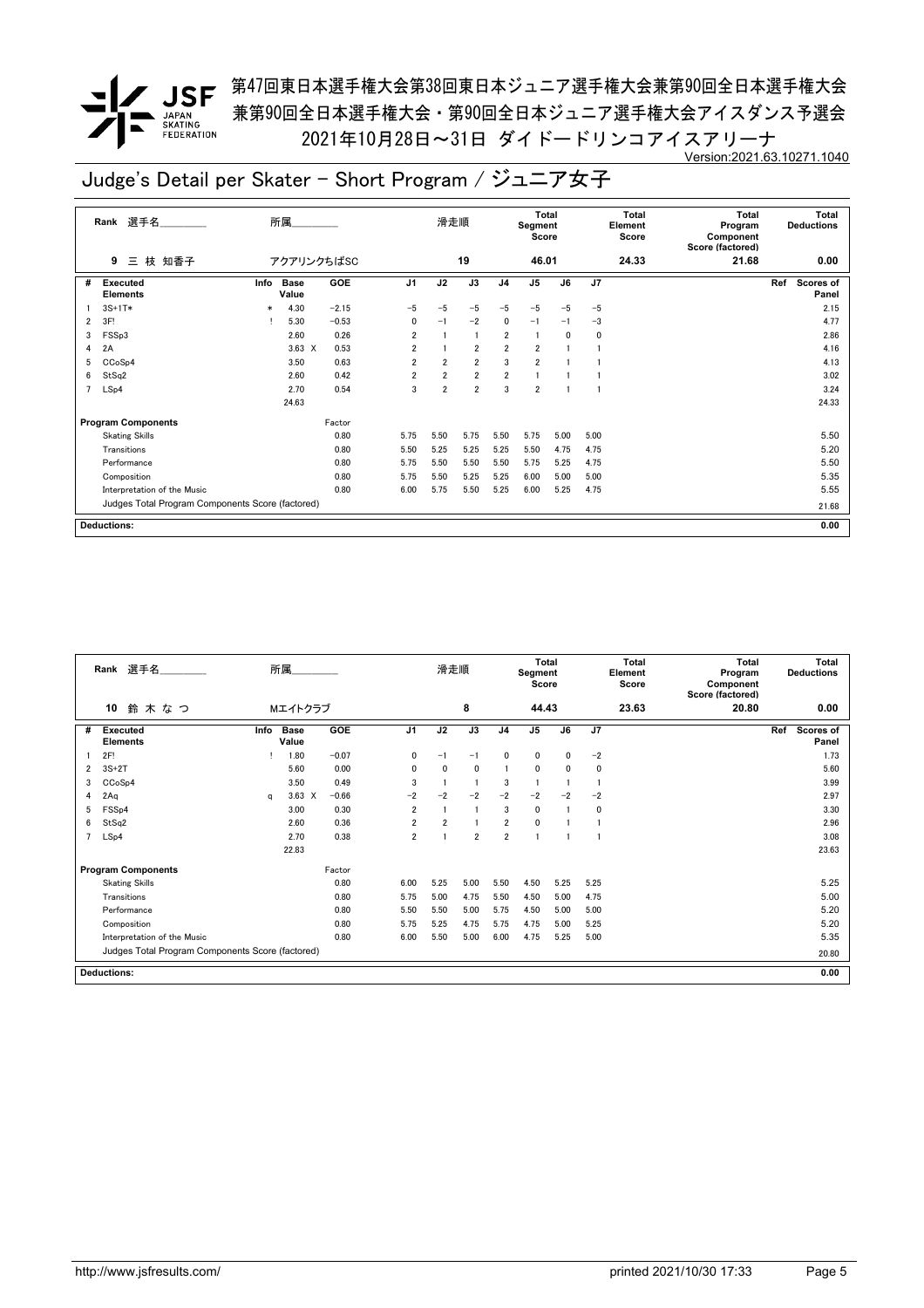# 第47回東日本選手権大会第38回東日本ジュニア選手権大会兼第90回全日本選手権大会
# 兼第90回全日本選手権大会・第90回全日本ジュニア選手権大会アイスダンス予選会
# 2021年10月28日～31日 ダイドードリンコアイスアリーナ

Version:2021.63.10271.1040

## Judge's Detail per Skater - Short Program / ジュニア女子

| Rank | 選手名 | 所属 | 滑走順 | Total Segment Score | Total Element Score | Total Program Component Score (factored) | Total Deductions |
|---|---|---|---|---|---|---|---|
| 9 | 三 枝 知香子 | アクアリンクちばSC | 19 | 46.01 | 24.33 | 21.68 | 0.00 |

| # | Executed Elements | Info | Base Value | | GOE | J1 | J2 | J3 | J4 | J5 | J6 | J7 | Ref | Scores of Panel |
|---|---|---|---|---|---|---|---|---|---|---|---|---|---|---|
| 1 | 3S+1T* | * | 4.30 | | −2.15 | −5 | −5 | −5 | −5 | −5 | −5 | −5 | | 2.15 |
| 2 | 3F! | ! | 5.30 | | −0.53 | 0 | −1 | −2 | 0 | −1 | −1 | −3 | | 4.77 |
| 3 | FSSp3 | | 2.60 | | 0.26 | 2 | 1 | 1 | 2 | 1 | 0 | 0 | | 2.86 |
| 4 | 2A | | 3.63 | X | 0.53 | 2 | 1 | 2 | 2 | 2 | 1 | 1 | | 4.16 |
| 5 | CCoSp4 | | 3.50 | | 0.63 | 2 | 2 | 2 | 3 | 2 | 1 | 1 | | 4.13 |
| 6 | StSq2 | | 2.60 | | 0.42 | 2 | 2 | 2 | 2 | 1 | 1 | 1 | | 3.02 |
| 7 | LSp4 | | 2.70 | | 0.54 | 3 | 2 | 2 | 3 | 2 | 1 | 1 | | 3.24 |
| | | | 24.63 | | | | | | | | | | | 24.33 |

| Program Components | Factor | J1 | J2 | J3 | J4 | J5 | J6 | J7 | Scores of Panel |
|---|---|---|---|---|---|---|---|---|---|
| Skating Skills | 0.80 | 5.75 | 5.50 | 5.75 | 5.50 | 5.75 | 5.00 | 5.00 | 5.50 |
| Transitions | 0.80 | 5.50 | 5.25 | 5.25 | 5.25 | 5.50 | 4.75 | 4.75 | 5.20 |
| Performance | 0.80 | 5.75 | 5.50 | 5.50 | 5.50 | 5.75 | 5.25 | 4.75 | 5.50 |
| Composition | 0.80 | 5.75 | 5.50 | 5.25 | 5.25 | 6.00 | 5.00 | 5.00 | 5.35 |
| Interpretation of the Music | 0.80 | 6.00 | 5.75 | 5.50 | 5.25 | 6.00 | 5.25 | 4.75 | 5.55 |
| Judges Total Program Components Score (factored) | | | | | | | | | 21.68 |

**Deductions:** 0.00

| Rank | 選手名 | 所属 | 滑走順 | Total Segment Score | Total Element Score | Total Program Component Score (factored) | Total Deductions |
|---|---|---|---|---|---|---|---|
| 10 | 鈴 木 な つ | Mエイトクラブ | 8 | 44.43 | 23.63 | 20.80 | 0.00 |

| # | Executed Elements | Info | Base Value | | GOE | J1 | J2 | J3 | J4 | J5 | J6 | J7 | Ref | Scores of Panel |
|---|---|---|---|---|---|---|---|---|---|---|---|---|---|---|
| 1 | 2F! | ! | 1.80 | | −0.07 | 0 | −1 | −1 | 0 | 0 | 0 | −2 | | 1.73 |
| 2 | 3S+2T | | 5.60 | | 0.00 | 0 | 0 | 0 | 1 | 0 | 0 | 0 | | 5.60 |
| 3 | CCoSp4 | | 3.50 | | 0.49 | 3 | 1 | 1 | 3 | 1 | 1 | 1 | | 3.99 |
| 4 | 2Aq | q | 3.63 | X | −0.66 | −2 | −2 | −2 | −2 | −2 | −2 | −2 | | 2.97 |
| 5 | FSSp4 | | 3.00 | | 0.30 | 2 | 1 | 1 | 3 | 0 | 1 | 0 | | 3.30 |
| 6 | StSq2 | | 2.60 | | 0.36 | 2 | 2 | 1 | 2 | 0 | 1 | 1 | | 2.96 |
| 7 | LSp4 | | 2.70 | | 0.38 | 2 | 1 | 2 | 2 | 1 | 1 | 1 | | 3.08 |
| | | | 22.83 | | | | | | | | | | | 23.63 |

| Program Components | Factor | J1 | J2 | J3 | J4 | J5 | J6 | J7 | Scores of Panel |
|---|---|---|---|---|---|---|---|---|---|
| Skating Skills | 0.80 | 6.00 | 5.25 | 5.00 | 5.50 | 4.50 | 5.25 | 5.25 | 5.25 |
| Transitions | 0.80 | 5.75 | 5.00 | 4.75 | 5.50 | 4.50 | 5.00 | 4.75 | 5.00 |
| Performance | 0.80 | 5.50 | 5.50 | 5.00 | 5.75 | 4.50 | 5.00 | 5.00 | 5.20 |
| Composition | 0.80 | 5.75 | 5.25 | 4.75 | 5.75 | 4.75 | 5.00 | 5.25 | 5.20 |
| Interpretation of the Music | 0.80 | 6.00 | 5.50 | 5.00 | 6.00 | 4.75 | 5.25 | 5.00 | 5.35 |
| Judges Total Program Components Score (factored) | | | | | | | | | 20.80 |

**Deductions:** 0.00

http://www.jsfresults.com/ printed 2021/10/30 17:33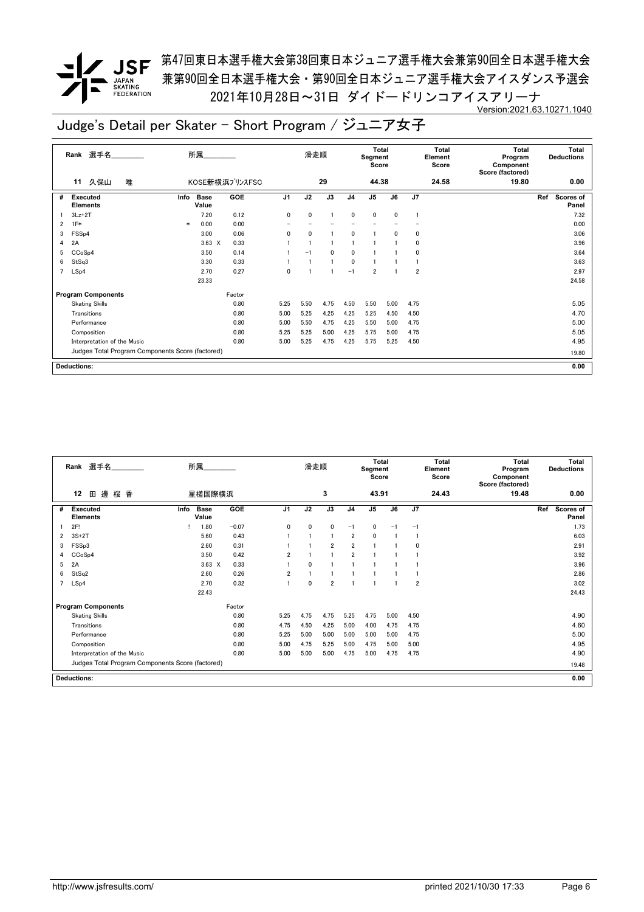第47回東日本選手権大会第38回東日本ジュニア選手権大会兼第90回全日本選手権大会
兼第90回全日本選手権大会・第90回全日本ジュニア選手権大会アイスダンス予選会
2021年10月28日～31日 ダイドードリンコアイスアリーナ

Version:2021.63.10271.1040

# Judge's Detail per Skater - Short Program / ジュニア女子

| Rank | 選手名 | 所属 | 滑走順 | Total Segment Score | Total Element Score | Total Program Component Score (factored) | Total Deductions |
|---|---|---|---|---|---|---|---|
| 11 | 久保山　唯 | KOSE新横浜ﾌﾟﾘﾝｽFSC | 29 | 44.38 | 24.58 | 19.80 | 0.00 |

| # | Executed Elements | Info | Base Value | | GOE | J1 | J2 | J3 | J4 | J5 | J6 | J7 | Ref | Scores of Panel |
|---|---|---|---|---|---|---|---|---|---|---|---|---|---|---|
| 1 | 3Lz+2T | | 7.20 | | 0.12 | 0 | 0 | 1 | 0 | 0 | 0 | 1 | | 7.32 |
| 2 | 1F* | * | 0.00 | | 0.00 | - | - | - | - | - | - | - | | 0.00 |
| 3 | FSSp4 | | 3.00 | | 0.06 | 0 | 0 | 1 | 0 | 1 | 0 | 0 | | 3.06 |
| 4 | 2A | | 3.63 | X | 0.33 | 1 | 1 | 1 | 1 | 1 | 1 | 0 | | 3.96 |
| 5 | CCoSp4 | | 3.50 | | 0.14 | 1 | −1 | 0 | 0 | 1 | 1 | 0 | | 3.64 |
| 6 | StSq3 | | 3.30 | | 0.33 | 1 | 1 | 1 | 0 | 1 | 1 | 1 | | 3.63 |
| 7 | LSp4 | | 2.70 | | 0.27 | 0 | 1 | 1 | −1 | 2 | 1 | 2 | | 2.97 |
| | | | 23.33 | | | | | | | | | | | 24.58 |
| | **Program Components** | | | | Factor | | | | | | | | | |
| | Skating Skills | | | | 0.80 | 5.25 | 5.50 | 4.75 | 4.50 | 5.50 | 5.00 | 4.75 | | 5.05 |
| | Transitions | | | | 0.80 | 5.00 | 5.25 | 4.25 | 4.25 | 5.25 | 4.50 | 4.50 | | 4.70 |
| | Performance | | | | 0.80 | 5.00 | 5.50 | 4.75 | 4.25 | 5.50 | 5.00 | 4.75 | | 5.00 |
| | Composition | | | | 0.80 | 5.25 | 5.25 | 5.00 | 4.25 | 5.75 | 5.00 | 4.75 | | 5.05 |
| | Interpretation of the Music | | | | 0.80 | 5.00 | 5.25 | 4.75 | 4.25 | 5.75 | 5.25 | 4.50 | | 4.95 |
| | Judges Total Program Components Score (factored) | | | | | | | | | | | | | 19.80 |
| | **Deductions:** | | | | | | | | | | | | | 0.00 |

| Rank | 選手名 | 所属 | 滑走順 | Total Segment Score | Total Element Score | Total Program Component Score (factored) | Total Deductions |
|---|---|---|---|---|---|---|---|
| 12 | 田 邊 桜 香 | 星槎国際横浜 | 3 | 43.91 | 24.43 | 19.48 | 0.00 |

| # | Executed Elements | Info | Base Value | | GOE | J1 | J2 | J3 | J4 | J5 | J6 | J7 | Ref | Scores of Panel |
|---|---|---|---|---|---|---|---|---|---|---|---|---|---|---|
| 1 | 2F! | ! | 1.80 | | −0.07 | 0 | 0 | 0 | −1 | 0 | −1 | −1 | | 1.73 |
| 2 | 3S+2T | | 5.60 | | 0.43 | 1 | 1 | 1 | 2 | 0 | 1 | 1 | | 6.03 |
| 3 | FSSp3 | | 2.60 | | 0.31 | 1 | 1 | 2 | 2 | 1 | 1 | 0 | | 2.91 |
| 4 | CCoSp4 | | 3.50 | | 0.42 | 2 | 1 | 1 | 2 | 1 | 1 | 1 | | 3.92 |
| 5 | 2A | | 3.63 | X | 0.33 | 1 | 0 | 1 | 1 | 1 | 1 | 1 | | 3.96 |
| 6 | StSq2 | | 2.60 | | 0.26 | 2 | 1 | 1 | 1 | 1 | 1 | 1 | | 2.86 |
| 7 | LSp4 | | 2.70 | | 0.32 | 1 | 0 | 2 | 1 | 1 | 1 | 2 | | 3.02 |
| | | | 22.43 | | | | | | | | | | | 24.43 |
| | **Program Components** | | | | Factor | | | | | | | | | |
| | Skating Skills | | | | 0.80 | 5.25 | 4.75 | 4.75 | 5.25 | 4.75 | 5.00 | 4.50 | | 4.90 |
| | Transitions | | | | 0.80 | 4.75 | 4.50 | 4.25 | 5.00 | 4.00 | 4.75 | 4.75 | | 4.60 |
| | Performance | | | | 0.80 | 5.25 | 5.00 | 5.00 | 5.00 | 5.00 | 5.00 | 4.75 | | 5.00 |
| | Composition | | | | 0.80 | 5.00 | 4.75 | 5.25 | 5.00 | 4.75 | 5.00 | 5.00 | | 4.95 |
| | Interpretation of the Music | | | | 0.80 | 5.00 | 5.00 | 5.00 | 4.75 | 5.00 | 4.75 | 4.75 | | 4.90 |
| | Judges Total Program Components Score (factored) | | | | | | | | | | | | | 19.48 |
| | **Deductions:** | | | | | | | | | | | | | 0.00 |

http://www.jsfresults.com/ printed 2021/10/30 17:33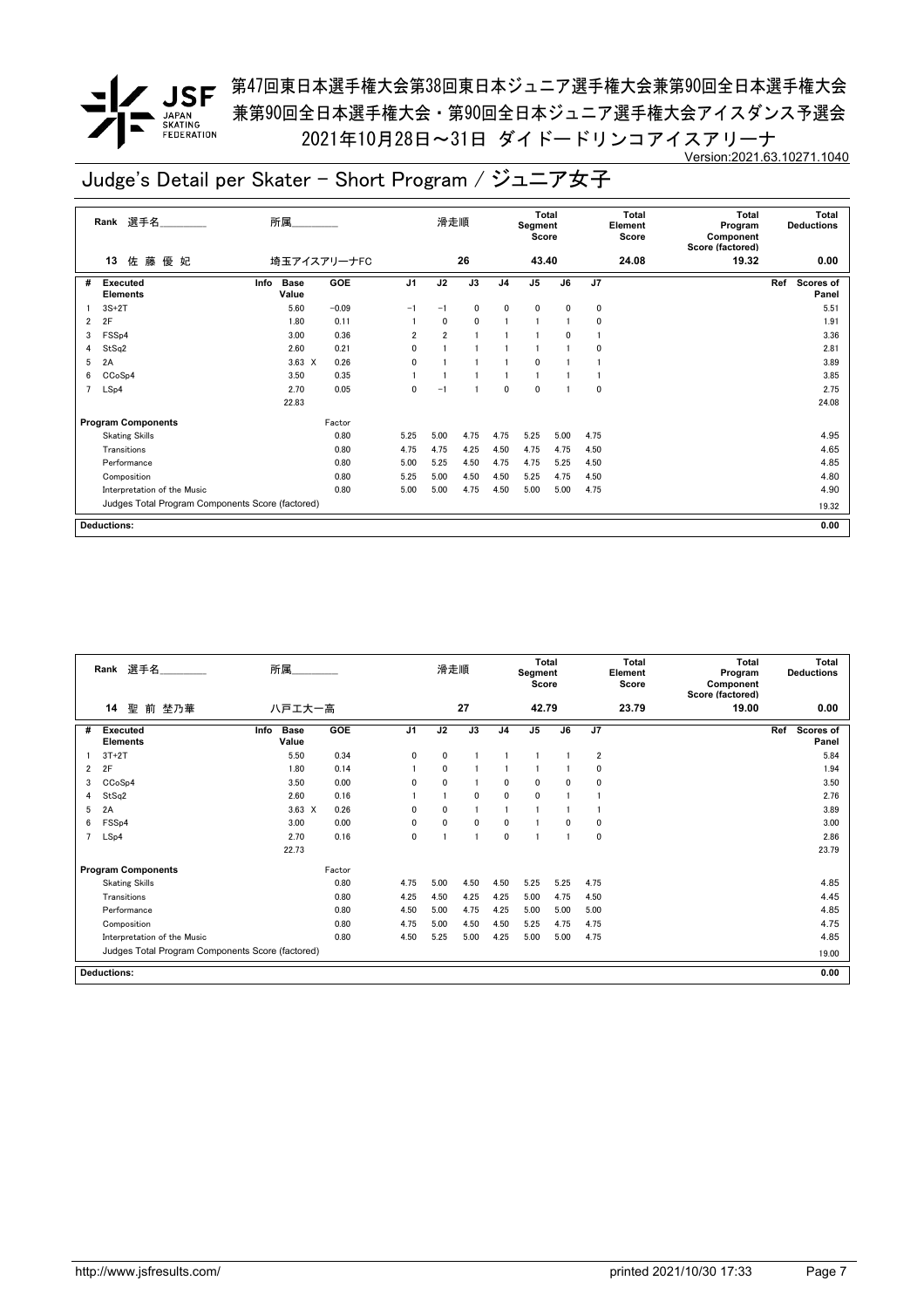第47回東日本選手権大会第38回東日本ジュニア選手権大会兼第90回全日本選手権大会
兼第90回全日本選手権大会・第90回全日本ジュニア選手権大会アイスダンス予選会
2021年10月28日～31日 ダイドードリンコアイスアリーナ

Version:2021.63.10271.1040

# Judge's Detail per Skater - Short Program / ジュニア女子

| Rank | 選手名 | 所属 | 滑走順 | Total Segment Score | Total Element Score | Total Program Component Score (factored) | Total Deductions |
|---|---|---|---|---|---|---|---|
| 13 | 佐藤優妃 | 埼玉アイスアリーナFC | 26 | 43.40 | 24.08 | 19.32 | 0.00 |

| # | Executed Elements | Info | Base Value | GOE | J1 | J2 | J3 | J4 | J5 | J6 | J7 | Ref | Scores of Panel |
|---|---|---|---|---|---|---|---|---|---|---|---|---|---|
| 1 | 3S+2T | | 5.60 | -0.09 | -1 | -1 | 0 | 0 | 0 | 0 | 0 | | 5.51 |
| 2 | 2F | | 1.80 | 0.11 | 1 | 0 | 0 | 1 | 1 | 1 | 0 | | 1.91 |
| 3 | FSSp4 | | 3.00 | 0.36 | 2 | 2 | 1 | 1 | 1 | 0 | 1 | | 3.36 |
| 4 | StSq2 | | 2.60 | 0.21 | 0 | 1 | 1 | 1 | 1 | 1 | 0 | | 2.81 |
| 5 | 2A | | 3.63 X | 0.26 | 0 | 1 | 1 | 1 | 0 | 1 | 1 | | 3.89 |
| 6 | CCoSp4 | | 3.50 | 0.35 | 1 | 1 | 1 | 1 | 1 | 1 | 1 | | 3.85 |
| 7 | LSp4 | | 2.70 | 0.05 | 0 | -1 | 1 | 0 | 0 | 1 | 0 | | 2.75 |
| | | | 22.83 | | | | | | | | | | 24.08 |

| Program Components | Factor | J1 | J2 | J3 | J4 | J5 | J6 | J7 | Scores of Panel |
|---|---|---|---|---|---|---|---|---|---|
| Skating Skills | 0.80 | 5.25 | 5.00 | 4.75 | 4.75 | 5.25 | 5.00 | 4.75 | 4.95 |
| Transitions | 0.80 | 4.75 | 4.75 | 4.25 | 4.50 | 4.75 | 4.75 | 4.50 | 4.65 |
| Performance | 0.80 | 5.00 | 5.25 | 4.50 | 4.75 | 4.75 | 5.25 | 4.50 | 4.85 |
| Composition | 0.80 | 5.25 | 5.00 | 4.50 | 4.50 | 5.25 | 4.75 | 4.50 | 4.80 |
| Interpretation of the Music | 0.80 | 5.00 | 5.00 | 4.75 | 4.50 | 5.00 | 5.00 | 4.75 | 4.90 |
| Judges Total Program Components Score (factored) | | | | | | | | | 19.32 |

Deductions: 0.00

| Rank | 選手名 | 所属 | 滑走順 | Total Segment Score | Total Element Score | Total Program Component Score (factored) | Total Deductions |
|---|---|---|---|---|---|---|---|
| 14 | 聖前埜乃華 | 八戸工大一高 | 27 | 42.79 | 23.79 | 19.00 | 0.00 |

| # | Executed Elements | Info | Base Value | GOE | J1 | J2 | J3 | J4 | J5 | J6 | J7 | Ref | Scores of Panel |
|---|---|---|---|---|---|---|---|---|---|---|---|---|---|
| 1 | 3T+2T | | 5.50 | 0.34 | 0 | 0 | 1 | 1 | 1 | 1 | 2 | | 5.84 |
| 2 | 2F | | 1.80 | 0.14 | 1 | 0 | 1 | 1 | 1 | 1 | 0 | | 1.94 |
| 3 | CCoSp4 | | 3.50 | 0.00 | 0 | 0 | 1 | 0 | 0 | 0 | 0 | | 3.50 |
| 4 | StSq2 | | 2.60 | 0.16 | 1 | 1 | 0 | 0 | 0 | 1 | 1 | | 2.76 |
| 5 | 2A | | 3.63 X | 0.26 | 0 | 0 | 1 | 1 | 1 | 1 | 1 | | 3.89 |
| 6 | FSSp4 | | 3.00 | 0.00 | 0 | 0 | 0 | 0 | 1 | 0 | 0 | | 3.00 |
| 7 | LSp4 | | 2.70 | 0.16 | 0 | 1 | 1 | 0 | 1 | 1 | 0 | | 2.86 |
| | | | 22.73 | | | | | | | | | | 23.79 |

| Program Components | Factor | J1 | J2 | J3 | J4 | J5 | J6 | J7 | Scores of Panel |
|---|---|---|---|---|---|---|---|---|---|
| Skating Skills | 0.80 | 4.75 | 5.00 | 4.50 | 4.50 | 5.25 | 5.25 | 4.75 | 4.85 |
| Transitions | 0.80 | 4.25 | 4.50 | 4.25 | 4.25 | 5.00 | 4.75 | 4.50 | 4.45 |
| Performance | 0.80 | 4.50 | 5.00 | 4.75 | 4.25 | 5.00 | 5.00 | 5.00 | 4.85 |
| Composition | 0.80 | 4.75 | 5.00 | 4.50 | 4.50 | 5.25 | 4.75 | 4.75 | 4.75 |
| Interpretation of the Music | 0.80 | 4.50 | 5.25 | 5.00 | 4.25 | 5.00 | 5.00 | 4.75 | 4.85 |
| Judges Total Program Components Score (factored) | | | | | | | | | 19.00 |

Deductions: 0.00

http://www.jsfresults.com/ printed 2021/10/30 17:33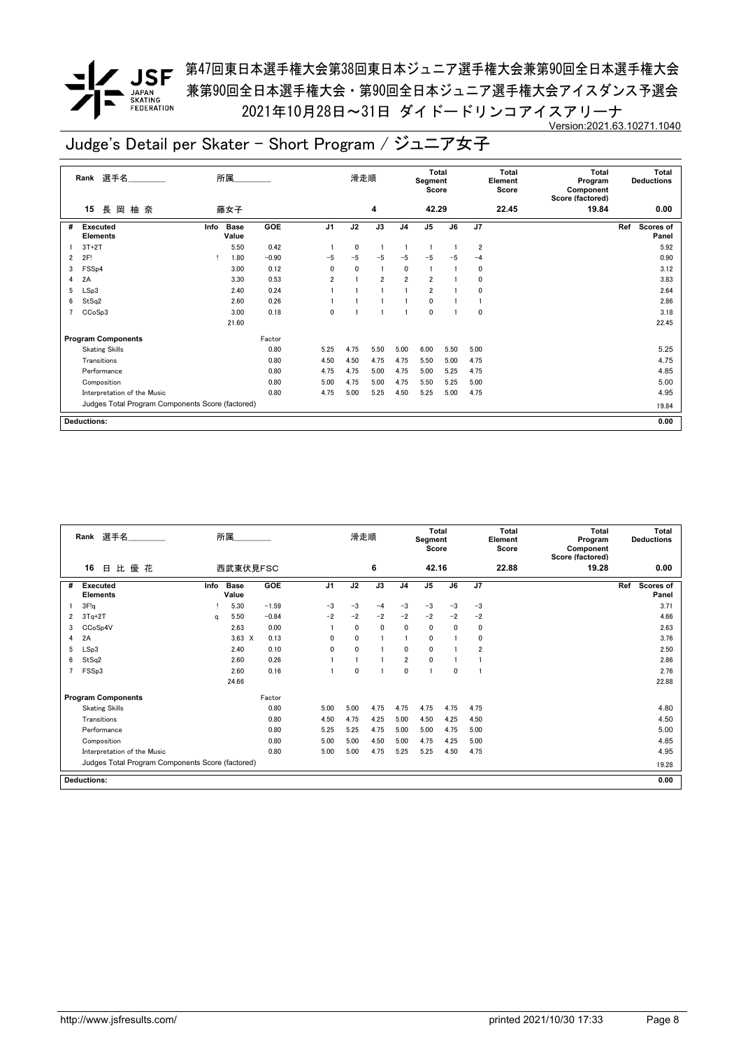第47回東日本選手権大会第38回東日本ジュニア選手権大会兼第90回全日本選手権大会
兼第90回全日本選手権大会・第90回全日本ジュニア選手権大会アイスダンス予選会
2021年10月28日～31日 ダイドードリンコアイスアリーナ

Version:2021.63.10271.1040

# Judge's Detail per Skater - Short Program / ジュニア女子

| Rank | 選手名 | 所属 | 滑走順 | Total Segment Score | Total Element Score | Total Program Component Score (factored) | Total Deductions |
|---|---|---|---|---|---|---|---|
| 15 | 長 岡 柚 奈 | 藤女子 | 4 | 42.29 | 22.45 | 19.84 | 0.00 |

| # | Executed Elements | Info | Base Value | GOE | J1 | J2 | J3 | J4 | J5 | J6 | J7 | Ref | Scores of Panel |
|---|---|---|---|---|---|---|---|---|---|---|---|---|---|
| 1 | 3T+2T | | 5.50 | 0.42 | 1 | 0 | 1 | 1 | 1 | 1 | 2 | | 5.92 |
| 2 | 2F! | ! | 1.80 | −0.90 | −5 | −5 | −5 | −5 | −5 | −5 | −4 | | 0.90 |
| 3 | FSSp4 | | 3.00 | 0.12 | 0 | 0 | 1 | 0 | 1 | 1 | 0 | | 3.12 |
| 4 | 2A | | 3.30 | 0.53 | 2 | 1 | 2 | 2 | 2 | 1 | 0 | | 3.83 |
| 5 | LSp3 | | 2.40 | 0.24 | 1 | 1 | 1 | 1 | 2 | 1 | 0 | | 2.64 |
| 6 | StSq2 | | 2.60 | 0.26 | 1 | 1 | 1 | 1 | 0 | 1 | 1 | | 2.86 |
| 7 | CCoSp3 | | 3.00 | 0.18 | 0 | 1 | 1 | 1 | 0 | 1 | 0 | | 3.18 |
| | | | 21.60 | | | | | | | | | | 22.45 |

| Program Components | Factor | J1 | J2 | J3 | J4 | J5 | J6 | J7 | Scores of Panel |
|---|---|---|---|---|---|---|---|---|---|
| Skating Skills | 0.80 | 5.25 | 4.75 | 5.50 | 5.00 | 6.00 | 5.50 | 5.00 | 5.25 |
| Transitions | 0.80 | 4.50 | 4.50 | 4.75 | 4.75 | 5.50 | 5.00 | 4.75 | 4.75 |
| Performance | 0.80 | 4.75 | 4.75 | 5.00 | 4.75 | 5.00 | 5.25 | 4.75 | 4.85 |
| Composition | 0.80 | 5.00 | 4.75 | 5.00 | 4.75 | 5.50 | 5.25 | 5.00 | 5.00 |
| Interpretation of the Music | 0.80 | 4.75 | 5.00 | 5.25 | 4.50 | 5.25 | 5.00 | 4.75 | 4.95 |
| Judges Total Program Components Score (factored) | | | | | | | | | 19.84 |

| Deductions: | 0.00 |
|---|---|

| Rank | 選手名 | 所属 | 滑走順 | Total Segment Score | Total Element Score | Total Program Component Score (factored) | Total Deductions |
|---|---|---|---|---|---|---|---|
| 16 | 日 比 優 花 | 西武東伏見FSC | 6 | 42.16 | 22.88 | 19.28 | 0.00 |

| # | Executed Elements | Info | Base Value | GOE | J1 | J2 | J3 | J4 | J5 | J6 | J7 | Ref | Scores of Panel |
|---|---|---|---|---|---|---|---|---|---|---|---|---|---|
| 1 | 3F!q | ! | 5.30 | −1.59 | −3 | −3 | −4 | −3 | −3 | −3 | −3 | | 3.71 |
| 2 | 3Tq+2T | q | 5.50 | −0.84 | −2 | −2 | −2 | −2 | −2 | −2 | −2 | | 4.66 |
| 3 | CCoSp4V | | 2.63 | 0.00 | 1 | 0 | 0 | 0 | 0 | 0 | 0 | | 2.63 |
| 4 | 2A | | 3.63 X | 0.13 | 0 | 0 | 1 | 1 | 0 | 1 | 0 | | 3.76 |
| 5 | LSp3 | | 2.40 | 0.10 | 0 | 0 | 1 | 0 | 0 | 1 | 2 | | 2.50 |
| 6 | StSq2 | | 2.60 | 0.26 | 1 | 1 | 1 | 2 | 0 | 1 | 1 | | 2.86 |
| 7 | FSSp3 | | 2.60 | 0.16 | 1 | 0 | 1 | 0 | 1 | 0 | 1 | | 2.76 |
| | | | 24.66 | | | | | | | | | | 22.88 |

| Program Components | Factor | J1 | J2 | J3 | J4 | J5 | J6 | J7 | Scores of Panel |
|---|---|---|---|---|---|---|---|---|---|
| Skating Skills | 0.80 | 5.00 | 5.00 | 4.75 | 4.75 | 4.75 | 4.75 | 4.75 | 4.80 |
| Transitions | 0.80 | 4.50 | 4.75 | 4.25 | 5.00 | 4.50 | 4.25 | 4.50 | 4.50 |
| Performance | 0.80 | 5.25 | 5.25 | 4.75 | 5.00 | 5.00 | 4.75 | 5.00 | 5.00 |
| Composition | 0.80 | 5.00 | 5.00 | 4.50 | 5.00 | 4.75 | 4.25 | 5.00 | 4.85 |
| Interpretation of the Music | 0.80 | 5.00 | 5.00 | 4.75 | 5.25 | 5.25 | 4.50 | 4.75 | 4.95 |
| Judges Total Program Components Score (factored) | | | | | | | | | 19.28 |

| Deductions: | 0.00 |
|---|---|

http://www.jsfresults.com/ printed 2021/10/30 17:33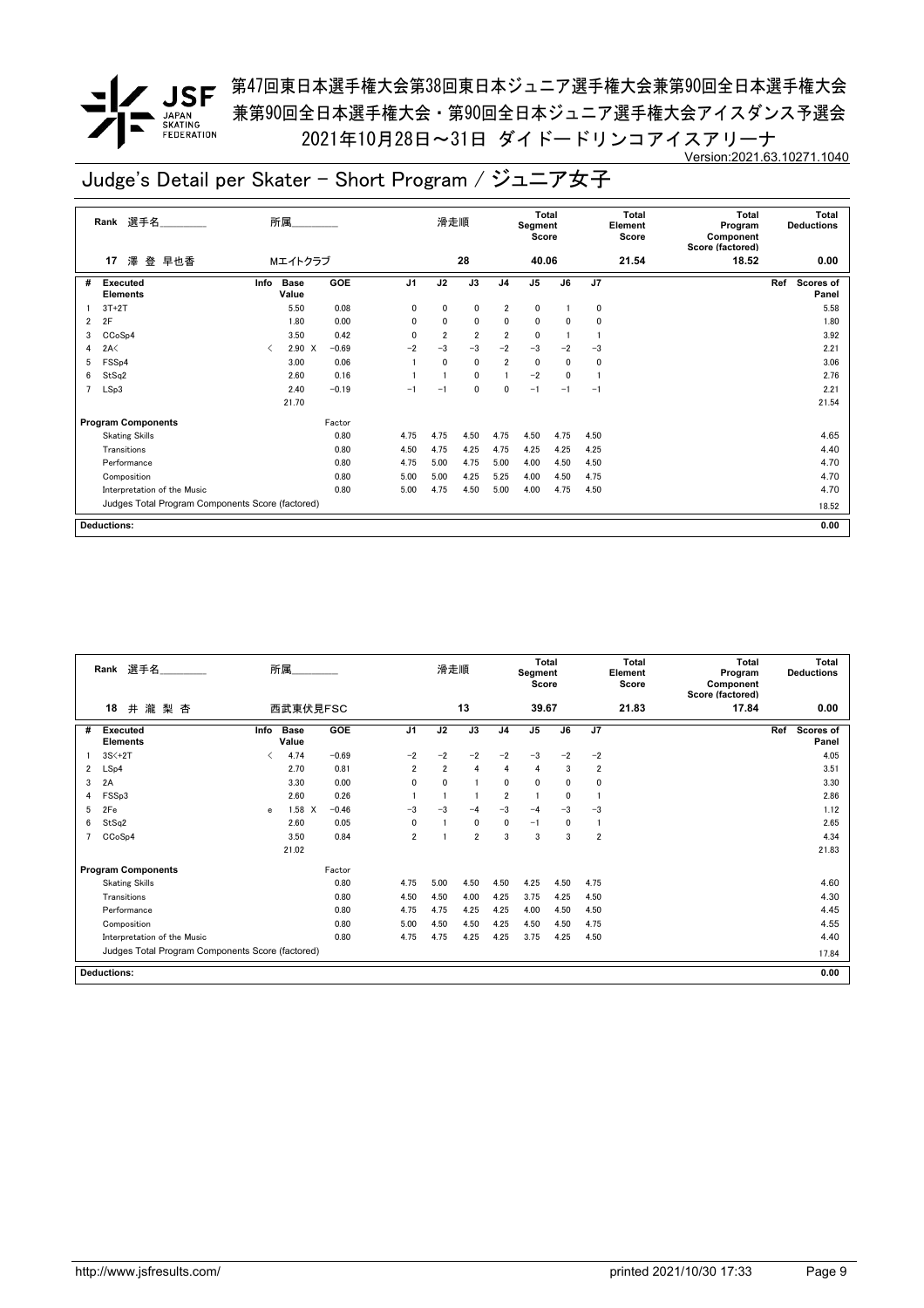第47回東日本選手権大会第38回東日本ジュニア選手権大会兼第90回全日本選手権大会
兼第90回全日本選手権大会・第90回全日本ジュニア選手権大会アイスダンス予選会
2021年10月28日～31日 ダイドードリンコアイスアリーナ

Version:2021.63.10271.1040

# Judge's Detail per Skater - Short Program / ジュニア女子

| Rank | 選手名 | 所属 | 滑走順 | Total Segment Score | Total Element Score | Total Program Component Score (factored) | Total Deductions |
|---|---|---|---|---|---|---|---|
| 17 | 澤 登 早也香 | Mエイトクラブ | 28 | 40.06 | 21.54 | 18.52 | 0.00 |

| # | Executed Elements | Info | Base Value | GOE | J1 | J2 | J3 | J4 | J5 | J6 | J7 | Ref | Scores of Panel |
|---|---|---|---|---|---|---|---|---|---|---|---|---|---|
| 1 | 3T+2T | | 5.50 | 0.08 | 0 | 0 | 0 | 2 | 0 | 1 | 0 | | 5.58 |
| 2 | 2F | | 1.80 | 0.00 | 0 | 0 | 0 | 0 | 0 | 0 | 0 | | 1.80 |
| 3 | CCoSp4 | | 3.50 | 0.42 | 0 | 2 | 2 | 2 | 0 | 1 | 1 | | 3.92 |
| 4 | 2A< | < | 2.90 X | −0.69 | −2 | −3 | −3 | −2 | −3 | −2 | −3 | | 2.21 |
| 5 | FSSp4 | | 3.00 | 0.06 | 1 | 0 | 0 | 2 | 0 | 0 | 0 | | 3.06 |
| 6 | StSq2 | | 2.60 | 0.16 | 1 | 1 | 0 | 1 | −2 | 0 | 1 | | 2.76 |
| 7 | LSp3 | | 2.40 | −0.19 | −1 | −1 | 0 | 0 | −1 | −1 | −1 | | 2.21 |
| | | | 21.70 | | | | | | | | | | 21.54 |

| Program Components | Factor | J1 | J2 | J3 | J4 | J5 | J6 | J7 | Scores of Panel |
|---|---|---|---|---|---|---|---|---|---|
| Skating Skills | 0.80 | 4.75 | 4.75 | 4.50 | 4.75 | 4.50 | 4.75 | 4.50 | 4.65 |
| Transitions | 0.80 | 4.50 | 4.75 | 4.25 | 4.75 | 4.25 | 4.25 | 4.25 | 4.40 |
| Performance | 0.80 | 4.75 | 5.00 | 4.75 | 5.00 | 4.00 | 4.50 | 4.50 | 4.70 |
| Composition | 0.80 | 5.00 | 5.00 | 4.25 | 5.25 | 4.00 | 4.50 | 4.75 | 4.70 |
| Interpretation of the Music | 0.80 | 5.00 | 4.75 | 4.50 | 5.00 | 4.00 | 4.75 | 4.50 | 4.70 |
| Judges Total Program Components Score (factored) | | | | | | | | | 18.52 |

**Deductions:** 0.00

| Rank | 選手名 | 所属 | 滑走順 | Total Segment Score | Total Element Score | Total Program Component Score (factored) | Total Deductions |
|---|---|---|---|---|---|---|---|
| 18 | 井 瀧 梨 杏 | 西武東伏見FSC | 13 | 39.67 | 21.83 | 17.84 | 0.00 |

| # | Executed Elements | Info | Base Value | GOE | J1 | J2 | J3 | J4 | J5 | J6 | J7 | Ref | Scores of Panel |
|---|---|---|---|---|---|---|---|---|---|---|---|---|---|
| 1 | 3S<+2T | < | 4.74 | −0.69 | −2 | −2 | −2 | −2 | −3 | −2 | −2 | | 4.05 |
| 2 | LSp4 | | 2.70 | 0.81 | 2 | 2 | 4 | 4 | 4 | 3 | 2 | | 3.51 |
| 3 | 2A | | 3.30 | 0.00 | 0 | 0 | 1 | 0 | 0 | 0 | 0 | | 3.30 |
| 4 | FSSp3 | | 2.60 | 0.26 | 1 | 1 | 1 | 2 | 1 | 0 | 1 | | 2.86 |
| 5 | 2Fe | e | 1.58 X | −0.46 | −3 | −3 | −4 | −3 | −4 | −3 | −3 | | 1.12 |
| 6 | StSq2 | | 2.60 | 0.05 | 0 | 1 | 0 | 0 | −1 | 0 | 1 | | 2.65 |
| 7 | CCoSp4 | | 3.50 | 0.84 | 2 | 1 | 2 | 3 | 3 | 3 | 2 | | 4.34 |
| | | | 21.02 | | | | | | | | | | 21.83 |

| Program Components | Factor | J1 | J2 | J3 | J4 | J5 | J6 | J7 | Scores of Panel |
|---|---|---|---|---|---|---|---|---|---|
| Skating Skills | 0.80 | 4.75 | 5.00 | 4.50 | 4.50 | 4.25 | 4.50 | 4.75 | 4.60 |
| Transitions | 0.80 | 4.50 | 4.50 | 4.00 | 4.25 | 3.75 | 4.25 | 4.50 | 4.30 |
| Performance | 0.80 | 4.75 | 4.75 | 4.25 | 4.25 | 4.00 | 4.50 | 4.50 | 4.45 |
| Composition | 0.80 | 5.00 | 4.50 | 4.50 | 4.25 | 4.50 | 4.50 | 4.75 | 4.55 |
| Interpretation of the Music | 0.80 | 4.75 | 4.75 | 4.25 | 4.25 | 3.75 | 4.25 | 4.50 | 4.40 |
| Judges Total Program Components Score (factored) | | | | | | | | | 17.84 |

**Deductions:** 0.00

http://www.jsfresults.com/ printed 2021/10/30 17:33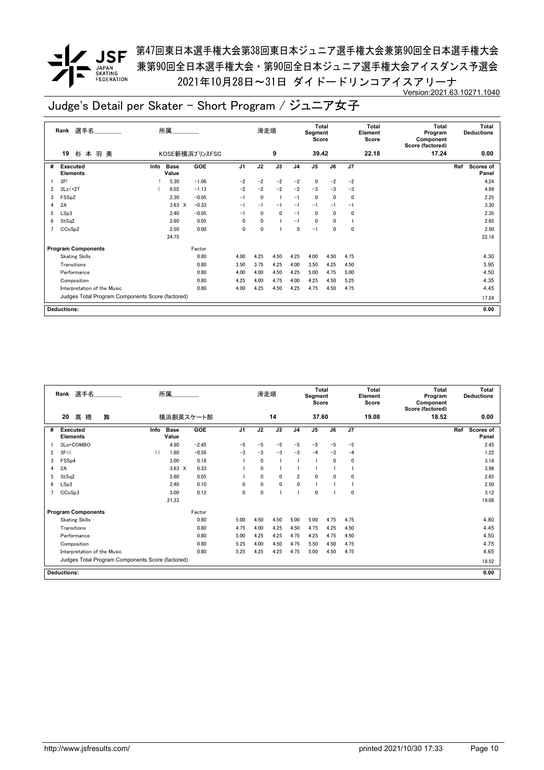第47回東日本選手権大会第38回東日本ジュニア選手権大会兼第90回全日本選手権大会
兼第90回全日本選手権大会・第90回全日本ジュニア選手権大会アイスダンス予選会
2021年10月28日～31日 ダイドードリンコアイスアリーナ

Version:2021.63.10271.1040

# Judge's Detail per Skater - Short Program / ジュニア女子

| Rank | 選手名 | 所属 | 滑走順 | Total Segment Score | Total Element Score | Total Program Component Score (factored) | Total Deductions |
|---|---|---|---|---|---|---|---|
| 19 | 杉 本 羽 美 | KOSE新横浜ﾌﾟﾘﾝｽFSC | 9 | 39.42 | 22.18 | 17.24 | 0.00 |

| # | Executed Elements | Info | Base Value | | GOE | J1 | J2 | J3 | J4 | J5 | J6 | J7 | Ref | Scores of Panel |
|---|---|---|---|---|---|---|---|---|---|---|---|---|---|---|
| 1 | 3F! | ! | 5.30 | | −1.06 | −2 | −2 | −2 | −2 | 0 | −2 | −2 | | 4.24 |
| 2 | 3Lz<+2T | < | 6.02 | | −1.13 | −2 | −2 | −2 | −2 | −3 | −3 | −3 | | 4.89 |
| 3 | FSSp2 | | 2.30 | | −0.05 | −1 | 0 | 1 | −1 | 0 | 0 | 0 | | 2.25 |
| 4 | 2A | | 3.63 | X | −0.33 | −1 | −1 | −1 | −1 | −1 | −1 | −1 | | 3.30 |
| 5 | LSp3 | | 2.40 | | −0.05 | −1 | 0 | 0 | −1 | 0 | 0 | 0 | | 2.35 |
| 6 | StSq2 | | 2.60 | | 0.05 | 0 | 0 | 1 | −1 | 0 | 0 | 1 | | 2.65 |
| 7 | CCoSp2 | | 2.50 | | 0.00 | 0 | 0 | 1 | 0 | −1 | 0 | 0 | | 2.50 |
| | | | 24.75 | | | | | | | | | | | 22.18 |

| Program Components | Factor | J1 | J2 | J3 | J4 | J5 | J6 | J7 | Scores of Panel |
|---|---|---|---|---|---|---|---|---|---|
| Skating Skills | 0.80 | 4.00 | 4.25 | 4.50 | 4.25 | 4.00 | 4.50 | 4.75 | 4.30 |
| Transitions | 0.80 | 3.50 | 3.75 | 4.25 | 4.00 | 3.50 | 4.25 | 4.50 | 3.95 |
| Performance | 0.80 | 4.00 | 4.00 | 4.50 | 4.25 | 5.00 | 4.75 | 5.00 | 4.50 |
| Composition | 0.80 | 4.25 | 4.00 | 4.75 | 4.00 | 4.25 | 4.50 | 5.25 | 4.35 |
| Interpretation of the Music | 0.80 | 4.00 | 4.25 | 4.50 | 4.25 | 4.75 | 4.50 | 4.75 | 4.45 |
| Judges Total Program Components Score (factored) | | | | | | | | | 17.24 |

**Deductions:** 0.00

| Rank | 選手名 | 所属 | 滑走順 | Total Segment Score | Total Element Score | Total Program Component Score (factored) | Total Deductions |
|---|---|---|---|---|---|---|---|
| 20 | 高 橋 舞 | 横浜創英スケート部 | 14 | 37.60 | 19.08 | 18.52 | 0.00 |

| # | Executed Elements | Info | Base Value | | GOE | J1 | J2 | J3 | J4 | J5 | J6 | J7 | Ref | Scores of Panel |
|---|---|---|---|---|---|---|---|---|---|---|---|---|---|---|
| 1 | 3Lo+COMBO | | 4.90 | | −2.45 | −5 | −5 | −5 | −5 | −5 | −5 | −5 | | 2.45 |
| 2 | 3F<< | << | 1.80 | | −0.58 | −3 | −3 | −3 | −3 | −4 | −3 | −4 | | 1.22 |
| 3 | FSSp4 | | 3.00 | | 0.18 | 1 | 0 | 1 | 1 | 1 | 0 | 0 | | 3.18 |
| 4 | 2A | | 3.63 | X | 0.33 | 1 | 0 | 1 | 1 | 1 | 1 | 1 | | 3.96 |
| 5 | StSq2 | | 2.60 | | 0.05 | 1 | 0 | 0 | 2 | 0 | 0 | 0 | | 2.65 |
| 6 | LSp3 | | 2.40 | | 0.10 | 0 | 0 | 0 | 0 | 1 | 1 | 1 | | 2.50 |
| 7 | CCoSp3 | | 3.00 | | 0.12 | 0 | 0 | 1 | 1 | 0 | 1 | 0 | | 3.12 |
| | | | 21.33 | | | | | | | | | | | 19.08 |

| Program Components | Factor | J1 | J2 | J3 | J4 | J5 | J6 | J7 | Scores of Panel |
|---|---|---|---|---|---|---|---|---|---|
| Skating Skills | 0.80 | 5.00 | 4.50 | 4.50 | 5.00 | 5.00 | 4.75 | 4.75 | 4.80 |
| Transitions | 0.80 | 4.75 | 4.00 | 4.25 | 4.50 | 4.75 | 4.25 | 4.50 | 4.45 |
| Performance | 0.80 | 5.00 | 4.25 | 4.25 | 4.75 | 4.25 | 4.75 | 4.50 | 4.50 |
| Composition | 0.80 | 5.25 | 4.00 | 4.50 | 4.75 | 5.50 | 4.50 | 4.75 | 4.75 |
| Interpretation of the Music | 0.80 | 5.25 | 4.25 | 4.25 | 4.75 | 5.00 | 4.50 | 4.75 | 4.65 |
| Judges Total Program Components Score (factored) | | | | | | | | | 18.52 |

**Deductions:** 0.00

http://www.jsfresults.com/ printed 2021/10/30 17:33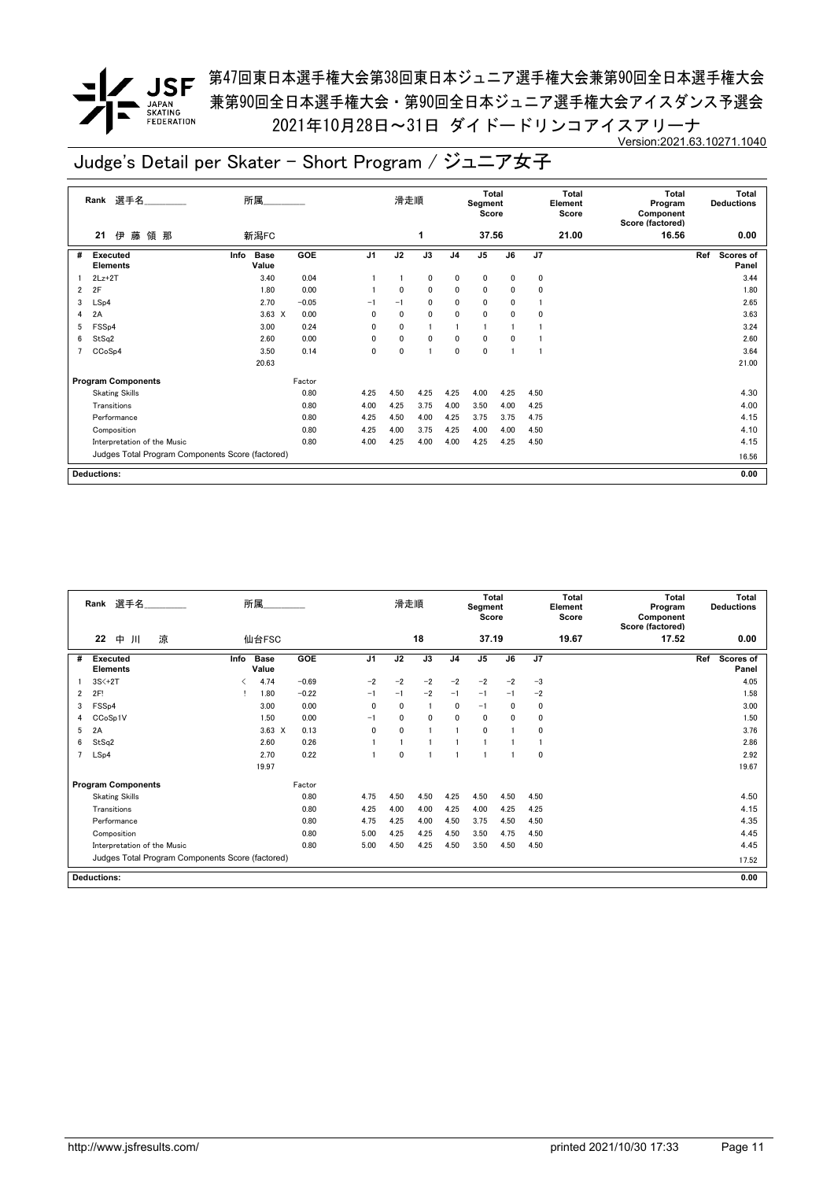第47回東日本選手権大会第38回東日本ジュニア選手権大会兼第90回全日本選手権大会
兼第90回全日本選手権大会・第90回全日本ジュニア選手権大会アイスダンス予選会
2021年10月28日～31日 ダイドードリンコアイスアリーナ

Version:2021.63.10271.1040

# Judge's Detail per Skater - Short Program / ジュニア女子

| Rank | 選手名 | 所属 | 滑走順 | Total Segment Score | Total Element Score | Total Program Component Score (factored) | Total Deductions |
|---|---|---|---|---|---|---|---|
| 21 | 伊 藤 領 那 | 新潟FC | 1 | 37.56 | 21.00 | 16.56 | 0.00 |

| # | Executed Elements | Info | Base Value | GOE | J1 | J2 | J3 | J4 | J5 | J6 | J7 | Ref | Scores of Panel |
|---|---|---|---|---|---|---|---|---|---|---|---|---|---|
| 1 | 2Lz+2T | | 3.40 | 0.04 | 1 | 1 | 0 | 0 | 0 | 0 | 0 | | 3.44 |
| 2 | 2F | | 1.80 | 0.00 | 1 | 0 | 0 | 0 | 0 | 0 | 0 | | 1.80 |
| 3 | LSp4 | | 2.70 | −0.05 | −1 | −1 | 0 | 0 | 0 | 0 | 1 | | 2.65 |
| 4 | 2A | | 3.63 X | 0.00 | 0 | 0 | 0 | 0 | 0 | 0 | 0 | | 3.63 |
| 5 | FSSp4 | | 3.00 | 0.24 | 0 | 0 | 1 | 1 | 1 | 1 | 1 | | 3.24 |
| 6 | StSq2 | | 2.60 | 0.00 | 0 | 0 | 0 | 0 | 0 | 0 | 1 | | 2.60 |
| 7 | CCoSp4 | | 3.50 | 0.14 | 0 | 0 | 1 | 0 | 0 | 1 | 1 | | 3.64 |
| | | | 20.63 | | | | | | | | | | 21.00 |

| Program Components | Factor | J1 | J2 | J3 | J4 | J5 | J6 | J7 | Scores of Panel |
|---|---|---|---|---|---|---|---|---|---|
| Skating Skills | 0.80 | 4.25 | 4.50 | 4.25 | 4.25 | 4.00 | 4.25 | 4.50 | 4.30 |
| Transitions | 0.80 | 4.00 | 4.25 | 3.75 | 4.00 | 3.50 | 4.00 | 4.25 | 4.00 |
| Performance | 0.80 | 4.25 | 4.50 | 4.00 | 4.25 | 3.75 | 3.75 | 4.75 | 4.15 |
| Composition | 0.80 | 4.25 | 4.00 | 3.75 | 4.25 | 4.00 | 4.00 | 4.50 | 4.10 |
| Interpretation of the Music | 0.80 | 4.00 | 4.25 | 4.00 | 4.00 | 4.25 | 4.25 | 4.50 | 4.15 |
| Judges Total Program Components Score (factored) | | | | | | | | | 16.56 |

**Deductions:** 0.00

| Rank | 選手名 | 所属 | 滑走順 | Total Segment Score | Total Element Score | Total Program Component Score (factored) | Total Deductions |
|---|---|---|---|---|---|---|---|
| 22 | 中 川 涼 | 仙台FSC | 18 | 37.19 | 19.67 | 17.52 | 0.00 |

| # | Executed Elements | Info | Base Value | GOE | J1 | J2 | J3 | J4 | J5 | J6 | J7 | Ref | Scores of Panel |
|---|---|---|---|---|---|---|---|---|---|---|---|---|---|
| 1 | 3S<+2T | < | 4.74 | −0.69 | −2 | −2 | −2 | −2 | −2 | −2 | −3 | | 4.05 |
| 2 | 2F! | ! | 1.80 | −0.22 | −1 | −1 | −2 | −1 | −1 | −1 | −2 | | 1.58 |
| 3 | FSSp4 | | 3.00 | 0.00 | 0 | 0 | 1 | 0 | −1 | 0 | 0 | | 3.00 |
| 4 | CCoSp1V | | 1.50 | 0.00 | −1 | 0 | 0 | 0 | 0 | 0 | 0 | | 1.50 |
| 5 | 2A | | 3.63 X | 0.13 | 0 | 0 | 1 | 1 | 0 | 1 | 0 | | 3.76 |
| 6 | StSq2 | | 2.60 | 0.26 | 1 | 1 | 1 | 1 | 1 | 1 | 1 | | 2.86 |
| 7 | LSp4 | | 2.70 | 0.22 | 1 | 0 | 1 | 1 | 1 | 1 | 0 | | 2.92 |
| | | | 19.97 | | | | | | | | | | 19.67 |

| Program Components | Factor | J1 | J2 | J3 | J4 | J5 | J6 | J7 | Scores of Panel |
|---|---|---|---|---|---|---|---|---|---|
| Skating Skills | 0.80 | 4.75 | 4.50 | 4.50 | 4.25 | 4.50 | 4.50 | 4.50 | 4.50 |
| Transitions | 0.80 | 4.25 | 4.00 | 4.00 | 4.25 | 4.00 | 4.25 | 4.25 | 4.15 |
| Performance | 0.80 | 4.75 | 4.25 | 4.00 | 4.50 | 3.75 | 4.50 | 4.50 | 4.35 |
| Composition | 0.80 | 5.00 | 4.25 | 4.25 | 4.50 | 3.50 | 4.75 | 4.50 | 4.45 |
| Interpretation of the Music | 0.80 | 5.00 | 4.50 | 4.25 | 4.50 | 3.50 | 4.50 | 4.50 | 4.45 |
| Judges Total Program Components Score (factored) | | | | | | | | | 17.52 |

**Deductions:** 0.00

http://www.jsfresults.com/ printed 2021/10/30 17:33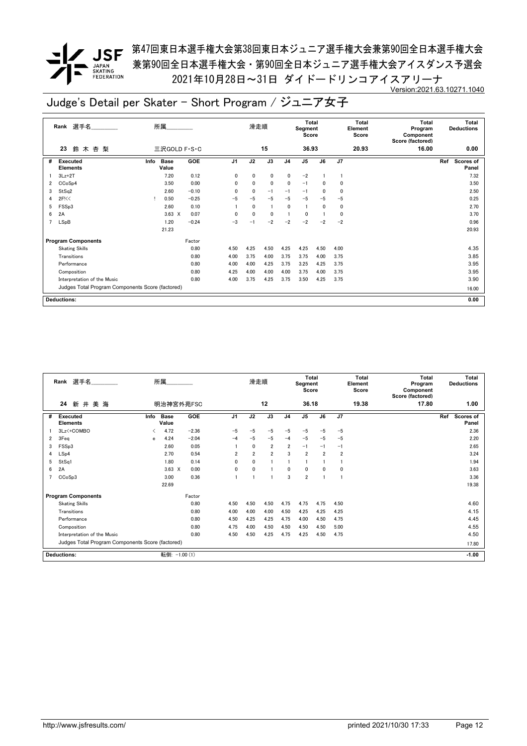# 第47回東日本選手権大会第38回東日本ジュニア選手権大会兼第90回全日本選手権大会
# 兼第90回全日本選手権大会・第90回全日本ジュニア選手権大会アイスダンス予選会
# 2021年10月28日～31日 ダイドードリンコアイスアリーナ

Version:2021.63.10271.1040

## Judge's Detail per Skater - Short Program / ジュニア女子

| Rank | 選手名 | 所属 | 滑走順 | Total Segment Score | Total Element Score | Total Program Component Score (factored) | Total Deductions |
|---|---|---|---|---|---|---|---|
| 23 | 鈴木杏梨 | 三沢GOLD F・S・C | 15 | 36.93 | 20.93 | 16.00 | 0.00 |

| # | Executed Elements | Info | Base Value | GOE | J1 | J2 | J3 | J4 | J5 | J6 | J7 | Ref | Scores of Panel |
|---|---|---|---|---|---|---|---|---|---|---|---|---|---|
| 1 | 3Lz+2T | | 7.20 | 0.12 | 0 | 0 | 0 | 0 | −2 | 1 | 1 | | 7.32 |
| 2 | CCoSp4 | | 3.50 | 0.00 | 0 | 0 | 0 | 0 | −1 | 0 | 0 | | 3.50 |
| 3 | StSq2 | | 2.60 | −0.10 | 0 | 0 | −1 | −1 | −1 | 0 | 0 | | 2.50 |
| 4 | 2F!<< | ! | 0.50 | −0.25 | −5 | −5 | −5 | −5 | −5 | −5 | −5 | | 0.25 |
| 5 | FSSp3 | | 2.60 | 0.10 | 1 | 0 | 1 | 0 | 1 | 0 | 0 | | 2.70 |
| 6 | 2A | | 3.63 X | 0.07 | 0 | 0 | 0 | 1 | 0 | 1 | 0 | | 3.70 |
| 7 | LSpB | | 1.20 | −0.24 | −3 | −1 | −2 | −2 | −2 | −2 | −2 | | 0.96 |
| | | | 21.23 | | | | | | | | | | 20.93 |

| Program Components | Factor | J1 | J2 | J3 | J4 | J5 | J6 | J7 | Scores of Panel |
|---|---|---|---|---|---|---|---|---|---|
| Skating Skills | 0.80 | 4.50 | 4.25 | 4.50 | 4.25 | 4.25 | 4.50 | 4.00 | 4.35 |
| Transitions | 0.80 | 4.00 | 3.75 | 4.00 | 3.75 | 3.75 | 4.00 | 3.75 | 3.85 |
| Performance | 0.80 | 4.00 | 4.00 | 4.25 | 3.75 | 3.25 | 4.25 | 3.75 | 3.95 |
| Composition | 0.80 | 4.25 | 4.00 | 4.00 | 4.00 | 3.75 | 4.00 | 3.75 | 3.95 |
| Interpretation of the Music | 0.80 | 4.00 | 3.75 | 4.25 | 3.75 | 3.50 | 4.25 | 3.75 | 3.90 |
| Judges Total Program Components Score (factored) | | | | | | | | | 16.00 |

**Deductions:** 0.00

| Rank | 選手名 | 所属 | 滑走順 | Total Segment Score | Total Element Score | Total Program Component Score (factored) | Total Deductions |
|---|---|---|---|---|---|---|---|
| 24 | 新井美海 | 明治神宮外苑FSC | 12 | 36.18 | 19.38 | 17.80 | 1.00 |

| # | Executed Elements | Info | Base Value | GOE | J1 | J2 | J3 | J4 | J5 | J6 | J7 | Ref | Scores of Panel |
|---|---|---|---|---|---|---|---|---|---|---|---|---|---|
| 1 | 3Lz<+COMBO | < | 4.72 | −2.36 | −5 | −5 | −5 | −5 | −5 | −5 | −5 | | 2.36 |
| 2 | 3Feq | e | 4.24 | −2.04 | −4 | −5 | −5 | −4 | −5 | −5 | −5 | | 2.20 |
| 3 | FSSp3 | | 2.60 | 0.05 | 1 | 0 | 2 | 2 | −1 | −1 | −1 | | 2.65 |
| 4 | LSp4 | | 2.70 | 0.54 | 2 | 2 | 2 | 3 | 2 | 2 | 2 | | 3.24 |
| 5 | StSq1 | | 1.80 | 0.14 | 0 | 0 | 1 | 1 | 1 | 1 | 1 | | 1.94 |
| 6 | 2A | | 3.63 X | 0.00 | 0 | 0 | 1 | 0 | 0 | 0 | 0 | | 3.63 |
| 7 | CCoSp3 | | 3.00 | 0.36 | 1 | 1 | 1 | 3 | 2 | 1 | 1 | | 3.36 |
| | | | 22.69 | | | | | | | | | | 19.38 |

| Program Components | Factor | J1 | J2 | J3 | J4 | J5 | J6 | J7 | Scores of Panel |
|---|---|---|---|---|---|---|---|---|---|
| Skating Skills | 0.80 | 4.50 | 4.50 | 4.50 | 4.75 | 4.75 | 4.75 | 4.50 | 4.60 |
| Transitions | 0.80 | 4.00 | 4.00 | 4.00 | 4.50 | 4.25 | 4.25 | 4.25 | 4.15 |
| Performance | 0.80 | 4.50 | 4.25 | 4.25 | 4.75 | 4.00 | 4.50 | 4.75 | 4.45 |
| Composition | 0.80 | 4.75 | 4.00 | 4.50 | 4.50 | 4.50 | 4.50 | 5.00 | 4.55 |
| Interpretation of the Music | 0.80 | 4.50 | 4.50 | 4.25 | 4.75 | 4.25 | 4.50 | 4.75 | 4.50 |
| Judges Total Program Components Score (factored) | | | | | | | | | 17.80 |

**Deductions:** 転倒: −1.00 (1) — −1.00

http://www.jsfresults.com/ printed 2021/10/30 17:33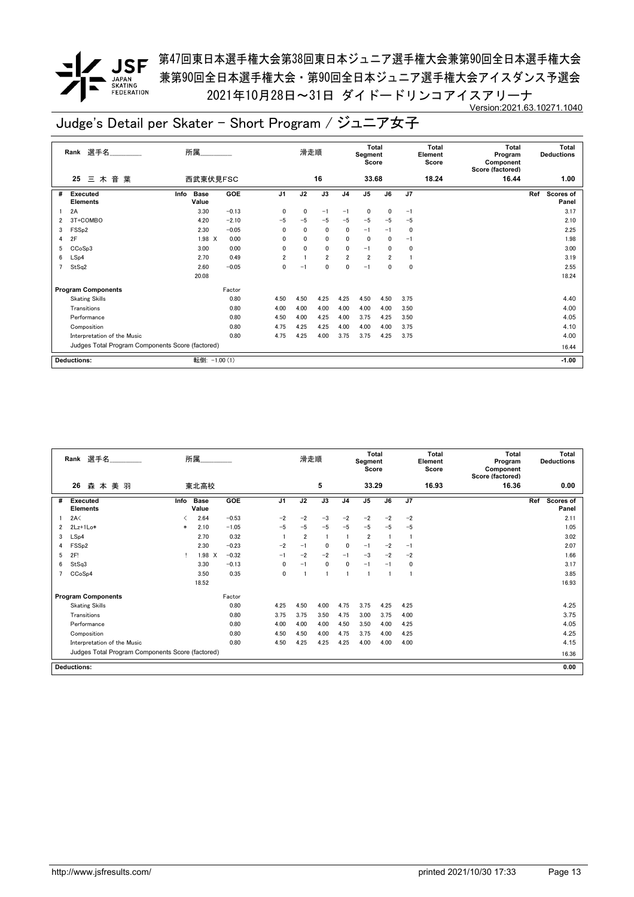第47回東日本選手権大会第38回東日本ジュニア選手権大会兼第90回全日本選手権大会
兼第90回全日本選手権大会・第90回全日本ジュニア選手権大会アイスダンス予選会
2021年10月28日～31日 ダイドードリンコアイスアリーナ

Version:2021.63.10271.1040

# Judge's Detail per Skater - Short Program / ジュニア女子

| Rank | 選手名 | 所属 | 滑走順 | Total Segment Score | Total Element Score | Total Program Component Score (factored) | Total Deductions |
|---|---|---|---|---|---|---|---|
| 25 | 三 木 音 葉 | 西武東伏見FSC | 16 | 33.68 | 18.24 | 16.44 | 1.00 |

| # | Executed Elements | Info | Base Value | GOE | J1 | J2 | J3 | J4 | J5 | J6 | J7 | Ref | Scores of Panel |
|---|---|---|---|---|---|---|---|---|---|---|---|---|---|
| 1 | 2A | | 3.30 | −0.13 | 0 | 0 | −1 | −1 | 0 | 0 | −1 | | 3.17 |
| 2 | 3T+COMBO | | 4.20 | −2.10 | −5 | −5 | −5 | −5 | −5 | −5 | −5 | | 2.10 |
| 3 | FSSp2 | | 2.30 | −0.05 | 0 | 0 | 0 | 0 | −1 | −1 | 0 | | 2.25 |
| 4 | 2F | | 1.98 X | 0.00 | 0 | 0 | 0 | 0 | 0 | 0 | −1 | | 1.98 |
| 5 | CCoSp3 | | 3.00 | 0.00 | 0 | 0 | 0 | 0 | −1 | 0 | 0 | | 3.00 |
| 6 | LSp4 | | 2.70 | 0.49 | 2 | 1 | 2 | 2 | 2 | 2 | 1 | | 3.19 |
| 7 | StSq2 | | 2.60 | −0.05 | 0 | −1 | 0 | 0 | −1 | 0 | 0 | | 2.55 |
| | | | 20.08 | | | | | | | | | | 18.24 |

| Program Components | Factor | J1 | J2 | J3 | J4 | J5 | J6 | J7 | Scores of Panel |
|---|---|---|---|---|---|---|---|---|---|
| Skating Skills | 0.80 | 4.50 | 4.50 | 4.25 | 4.25 | 4.50 | 4.50 | 3.75 | 4.40 |
| Transitions | 0.80 | 4.00 | 4.00 | 4.00 | 4.00 | 4.00 | 4.00 | 3.50 | 4.00 |
| Performance | 0.80 | 4.50 | 4.00 | 4.25 | 4.00 | 3.75 | 4.25 | 3.50 | 4.05 |
| Composition | 0.80 | 4.75 | 4.25 | 4.25 | 4.00 | 4.00 | 4.00 | 3.75 | 4.10 |
| Interpretation of the Music | 0.80 | 4.75 | 4.25 | 4.00 | 3.75 | 3.75 | 4.25 | 3.75 | 4.00 |
| Judges Total Program Components Score (factored) | | | | | | | | | 16.44 |

Deductions: 転倒: −1.00 (1) **−1.00**

| Rank | 選手名 | 所属 | 滑走順 | Total Segment Score | Total Element Score | Total Program Component Score (factored) | Total Deductions |
|---|---|---|---|---|---|---|---|
| 26 | 森 本 美 羽 | 東北高校 | 5 | 33.29 | 16.93 | 16.36 | 0.00 |

| # | Executed Elements | Info | Base Value | GOE | J1 | J2 | J3 | J4 | J5 | J6 | J7 | Ref | Scores of Panel |
|---|---|---|---|---|---|---|---|---|---|---|---|---|---|
| 1 | 2A< | < | 2.64 | −0.53 | −2 | −2 | −3 | −2 | −2 | −2 | −2 | | 2.11 |
| 2 | 2Lz+1Lo* | * | 2.10 | −1.05 | −5 | −5 | −5 | −5 | −5 | −5 | −5 | | 1.05 |
| 3 | LSp4 | | 2.70 | 0.32 | 1 | 2 | 1 | 1 | 2 | 1 | 1 | | 3.02 |
| 4 | FSSp2 | | 2.30 | −0.23 | −2 | −1 | 0 | 0 | −1 | −2 | −1 | | 2.07 |
| 5 | 2F! | ! | 1.98 X | −0.32 | −1 | −2 | −2 | −1 | −3 | −2 | −2 | | 1.66 |
| 6 | StSq3 | | 3.30 | −0.13 | 0 | −1 | 0 | 0 | −1 | −1 | 0 | | 3.17 |
| 7 | CCoSp4 | | 3.50 | 0.35 | 0 | 1 | 1 | 1 | 1 | 1 | 1 | | 3.85 |
| | | | 18.52 | | | | | | | | | | 16.93 |

| Program Components | Factor | J1 | J2 | J3 | J4 | J5 | J6 | J7 | Scores of Panel |
|---|---|---|---|---|---|---|---|---|---|
| Skating Skills | 0.80 | 4.25 | 4.50 | 4.00 | 4.75 | 3.75 | 4.25 | 4.25 | 4.25 |
| Transitions | 0.80 | 3.75 | 3.75 | 3.50 | 4.75 | 3.00 | 3.75 | 4.00 | 3.75 |
| Performance | 0.80 | 4.00 | 4.00 | 4.00 | 4.50 | 3.50 | 4.00 | 4.25 | 4.05 |
| Composition | 0.80 | 4.50 | 4.50 | 4.00 | 4.75 | 3.75 | 4.00 | 4.25 | 4.25 |
| Interpretation of the Music | 0.80 | 4.50 | 4.25 | 4.25 | 4.25 | 4.00 | 4.00 | 4.00 | 4.15 |
| Judges Total Program Components Score (factored) | | | | | | | | | 16.36 |

Deductions: **0.00**

http://www.jsfresults.com/ printed 2021/10/30 17:33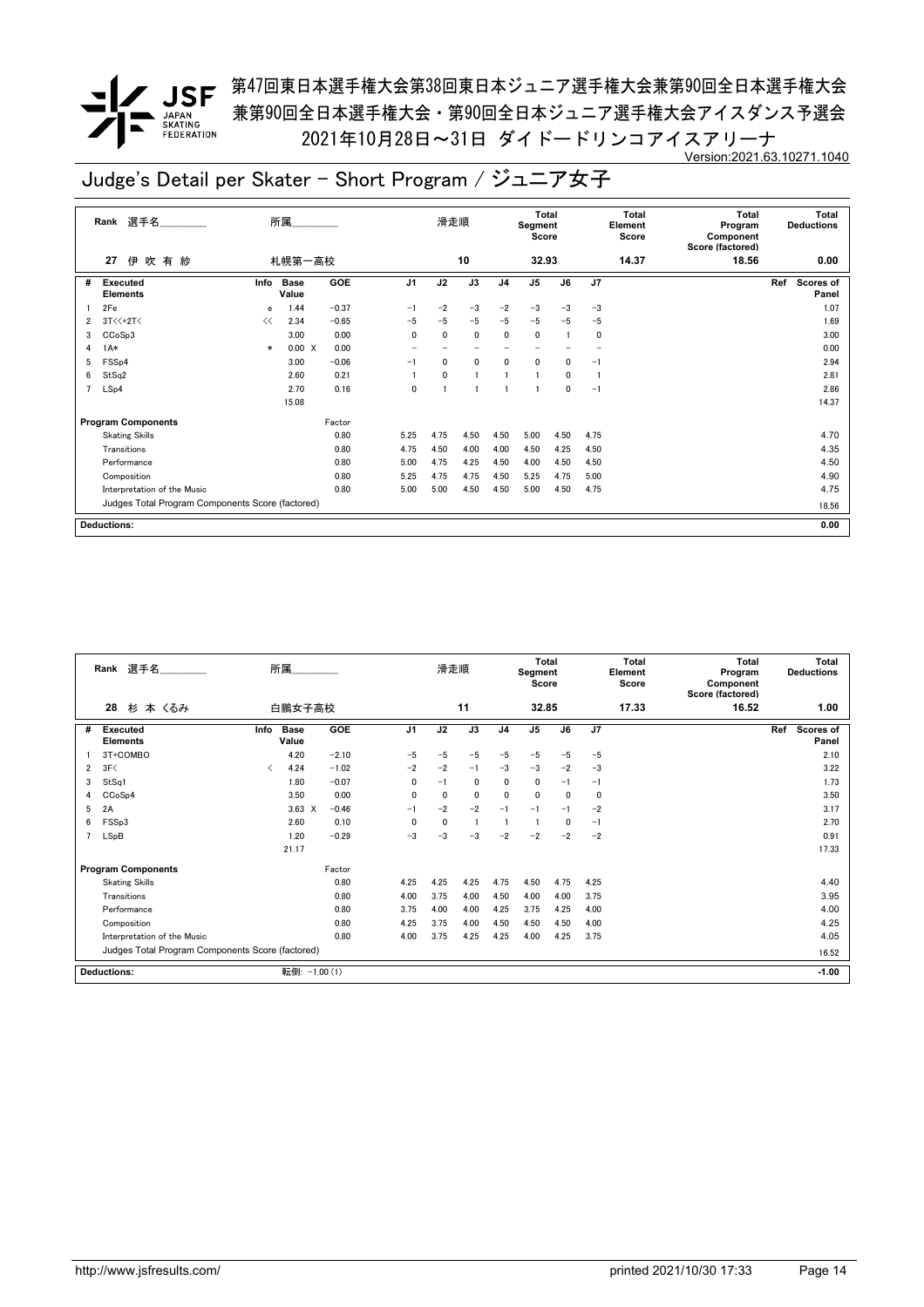第47回東日本選手権大会第38回東日本ジュニア選手権大会兼第90回全日本選手権大会
兼第90回全日本選手権大会・第90回全日本ジュニア選手権大会アイスダンス予選会
2021年10月28日～31日 ダイドードリンコアイスアリーナ

Version:2021.63.10271.1040

# Judge's Detail per Skater - Short Program / ジュニア女子

| Rank | 選手名 | 所属 | 滑走順 | Total Segment Score | Total Element Score | Total Program Component Score (factored) | Total Deductions |
|---|---|---|---|---|---|---|---|
| 27 | 伊 吹 有 紗 | 札幌第一高校 | 10 | 32.93 | 14.37 | 18.56 | 0.00 |

| # | Executed Elements | Info | Base Value | GOE | J1 | J2 | J3 | J4 | J5 | J6 | J7 | Ref | Scores of Panel |
|---|---|---|---|---|---|---|---|---|---|---|---|---|---|
| 1 | 2Fe | e | 1.44 | −0.37 | −1 | −2 | −3 | −2 | −3 | −3 | −3 | | 1.07 |
| 2 | 3T<<+2T< | << | 2.34 | −0.65 | −5 | −5 | −5 | −5 | −5 | −5 | −5 | | 1.69 |
| 3 | CCoSp3 | | 3.00 | 0.00 | 0 | 0 | 0 | 0 | 0 | 1 | 0 | | 3.00 |
| 4 | 1A* | * | 0.00 X | 0.00 | − | − | − | − | − | − | − | | 0.00 |
| 5 | FSSp4 | | 3.00 | −0.06 | −1 | 0 | 0 | 0 | 0 | 0 | −1 | | 2.94 |
| 6 | StSq2 | | 2.60 | 0.21 | 1 | 0 | 1 | 1 | 1 | 0 | 1 | | 2.81 |
| 7 | LSp4 | | 2.70 | 0.16 | 0 | 1 | 1 | 1 | 1 | 0 | −1 | | 2.86 |
| | | | 15.08 | | | | | | | | | | 14.37 |
| | **Program Components** | | | Factor | | | | | | | | | |
| | Skating Skills | | | 0.80 | 5.25 | 4.75 | 4.50 | 4.50 | 5.00 | 4.50 | 4.75 | | 4.70 |
| | Transitions | | | 0.80 | 4.75 | 4.50 | 4.00 | 4.00 | 4.50 | 4.25 | 4.50 | | 4.35 |
| | Performance | | | 0.80 | 5.00 | 4.75 | 4.25 | 4.50 | 4.00 | 4.50 | 4.50 | | 4.50 |
| | Composition | | | 0.80 | 5.25 | 4.75 | 4.75 | 4.50 | 5.25 | 4.75 | 5.00 | | 4.90 |
| | Interpretation of the Music | | | 0.80 | 5.00 | 5.00 | 4.50 | 4.50 | 5.00 | 4.50 | 4.75 | | 4.75 |
| | Judges Total Program Components Score (factored) | | | | | | | | | | | | 18.56 |
| | **Deductions:** | | | | | | | | | | | | 0.00 |

| Rank | 選手名 | 所属 | 滑走順 | Total Segment Score | Total Element Score | Total Program Component Score (factored) | Total Deductions |
|---|---|---|---|---|---|---|---|
| 28 | 杉 本 くるみ | 白鵬女子高校 | 11 | 32.85 | 17.33 | 16.52 | 1.00 |

| # | Executed Elements | Info | Base Value | GOE | J1 | J2 | J3 | J4 | J5 | J6 | J7 | Ref | Scores of Panel |
|---|---|---|---|---|---|---|---|---|---|---|---|---|---|
| 1 | 3T+COMBO | | 4.20 | −2.10 | −5 | −5 | −5 | −5 | −5 | −5 | −5 | | 2.10 |
| 2 | 3F< | < | 4.24 | −1.02 | −2 | −2 | −1 | −3 | −3 | −2 | −3 | | 3.22 |
| 3 | StSq1 | | 1.80 | −0.07 | 0 | −1 | 0 | 0 | 0 | −1 | −1 | | 1.73 |
| 4 | CCoSp4 | | 3.50 | 0.00 | 0 | 0 | 0 | 0 | 0 | 0 | 0 | | 3.50 |
| 5 | 2A | | 3.63 X | −0.46 | −1 | −2 | −2 | −1 | −1 | −1 | −2 | | 3.17 |
| 6 | FSSp3 | | 2.60 | 0.10 | 0 | 0 | 1 | 1 | 1 | 0 | −1 | | 2.70 |
| 7 | LSpB | | 1.20 | −0.29 | −3 | −3 | −3 | −2 | −2 | −2 | −2 | | 0.91 |
| | | | 21.17 | | | | | | | | | | 17.33 |
| | **Program Components** | | | Factor | | | | | | | | | |
| | Skating Skills | | | 0.80 | 4.25 | 4.25 | 4.25 | 4.75 | 4.50 | 4.75 | 4.25 | | 4.40 |
| | Transitions | | | 0.80 | 4.00 | 3.75 | 4.00 | 4.50 | 4.00 | 4.00 | 3.75 | | 3.95 |
| | Performance | | | 0.80 | 3.75 | 4.00 | 4.00 | 4.25 | 3.75 | 4.25 | 4.00 | | 4.00 |
| | Composition | | | 0.80 | 4.25 | 3.75 | 4.00 | 4.50 | 4.50 | 4.50 | 4.00 | | 4.25 |
| | Interpretation of the Music | | | 0.80 | 4.00 | 3.75 | 4.25 | 4.25 | 4.00 | 4.25 | 3.75 | | 4.05 |
| | Judges Total Program Components Score (factored) | | | | | | | | | | | | 16.52 |
| | **Deductions:** | | 転倒: −1.00 (1) | | | | | | | | | | −1.00 |

http://www.jsfresults.com/ printed 2021/10/30 17:33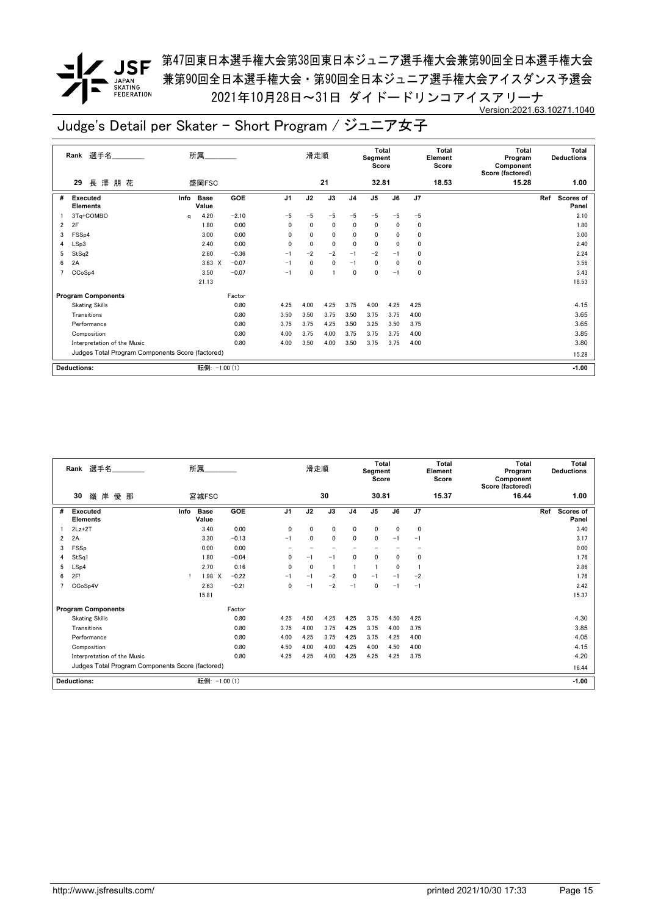第47回東日本選手権大会第38回東日本ジュニア選手権大会兼第90回全日本選手権大会
兼第90回全日本選手権大会・第90回全日本ジュニア選手権大会アイスダンス予選会
2021年10月28日～31日 ダイドードリンコアイスアリーナ

Version:2021.63.10271.1040

# Judge's Detail per Skater - Short Program / ジュニア女子

| Rank | 選手名 | 所属 | 滑走順 | Total Segment Score | Total Element Score | Total Program Component Score (factored) | Total Deductions |
|---|---|---|---|---|---|---|---|
| 29 | 長 澤 朋 花 | 盛岡FSC | 21 | 32.81 | 18.53 | 15.28 | 1.00 |

| # | Executed Elements | Info | Base Value | GOE | J1 | J2 | J3 | J4 | J5 | J6 | J7 | Ref | Scores of Panel |
|---|---|---|---|---|---|---|---|---|---|---|---|---|---|
| 1 | 3Tq+COMBO | q | 4.20 | -2.10 | -5 | -5 | -5 | -5 | -5 | -5 | -5 | | 2.10 |
| 2 | 2F | | 1.80 | 0.00 | 0 | 0 | 0 | 0 | 0 | 0 | 0 | | 1.80 |
| 3 | FSSp4 | | 3.00 | 0.00 | 0 | 0 | 0 | 0 | 0 | 0 | 0 | | 3.00 |
| 4 | LSp3 | | 2.40 | 0.00 | 0 | 0 | 0 | 0 | 0 | 0 | 0 | | 2.40 |
| 5 | StSq2 | | 2.60 | -0.36 | -1 | -2 | -2 | -1 | -2 | -1 | 0 | | 2.24 |
| 6 | 2A | | 3.63 X | -0.07 | -1 | 0 | 0 | -1 | 0 | 0 | 0 | | 3.56 |
| 7 | CCoSp4 | | 3.50 | -0.07 | -1 | 0 | 1 | 0 | 0 | -1 | 0 | | 3.43 |
| | | | 21.13 | | | | | | | | | | 18.53 |

| Program Components | Factor | J1 | J2 | J3 | J4 | J5 | J6 | J7 | Scores of Panel |
|---|---|---|---|---|---|---|---|---|---|
| Skating Skills | 0.80 | 4.25 | 4.00 | 4.25 | 3.75 | 4.00 | 4.25 | 4.25 | 4.15 |
| Transitions | 0.80 | 3.50 | 3.50 | 3.75 | 3.50 | 3.75 | 3.75 | 4.00 | 3.65 |
| Performance | 0.80 | 3.75 | 3.75 | 4.25 | 3.50 | 3.25 | 3.50 | 3.75 | 3.65 |
| Composition | 0.80 | 4.00 | 3.75 | 4.00 | 3.75 | 3.75 | 3.75 | 4.00 | 3.85 |
| Interpretation of the Music | 0.80 | 4.00 | 3.50 | 4.00 | 3.50 | 3.75 | 3.75 | 4.00 | 3.80 |
| Judges Total Program Components Score (factored) | | | | | | | | | 15.28 |

Deductions: 転倒: -1.00 (1) -1.00

| Rank | 選手名 | 所属 | 滑走順 | Total Segment Score | Total Element Score | Total Program Component Score (factored) | Total Deductions |
|---|---|---|---|---|---|---|---|
| 30 | 嶺 岸 優 那 | 宮城FSC | 30 | 30.81 | 15.37 | 16.44 | 1.00 |

| # | Executed Elements | Info | Base Value | GOE | J1 | J2 | J3 | J4 | J5 | J6 | J7 | Ref | Scores of Panel |
|---|---|---|---|---|---|---|---|---|---|---|---|---|---|
| 1 | 2Lz+2T | | 3.40 | 0.00 | 0 | 0 | 0 | 0 | 0 | 0 | 0 | | 3.40 |
| 2 | 2A | | 3.30 | -0.13 | -1 | 0 | 0 | 0 | 0 | -1 | -1 | | 3.17 |
| 3 | FSSp | | 0.00 | 0.00 | - | - | - | - | - | - | - | | 0.00 |
| 4 | StSq1 | | 1.80 | -0.04 | 0 | -1 | -1 | 0 | 0 | 0 | 0 | | 1.76 |
| 5 | LSp4 | | 2.70 | 0.16 | 0 | 0 | 1 | 1 | 1 | 0 | 1 | | 2.86 |
| 6 | 2F! | ! | 1.98 X | -0.22 | -1 | -1 | -2 | 0 | -1 | -1 | -2 | | 1.76 |
| 7 | CCoSp4V | | 2.63 | -0.21 | 0 | -1 | -2 | -1 | 0 | -1 | -1 | | 2.42 |
| | | | 15.81 | | | | | | | | | | 15.37 |

| Program Components | Factor | J1 | J2 | J3 | J4 | J5 | J6 | J7 | Scores of Panel |
|---|---|---|---|---|---|---|---|---|---|
| Skating Skills | 0.80 | 4.25 | 4.50 | 4.25 | 4.25 | 3.75 | 4.50 | 4.25 | 4.30 |
| Transitions | 0.80 | 3.75 | 4.00 | 3.75 | 4.25 | 3.75 | 4.00 | 3.75 | 3.85 |
| Performance | 0.80 | 4.00 | 4.25 | 3.75 | 4.25 | 3.75 | 4.25 | 4.00 | 4.05 |
| Composition | 0.80 | 4.50 | 4.00 | 4.00 | 4.25 | 4.00 | 4.50 | 4.00 | 4.15 |
| Interpretation of the Music | 0.80 | 4.25 | 4.25 | 4.00 | 4.25 | 4.25 | 4.25 | 3.75 | 4.20 |
| Judges Total Program Components Score (factored) | | | | | | | | | 16.44 |

Deductions: 転倒: -1.00 (1) -1.00

http://www.jsfresults.com/ printed 2021/10/30 17:33